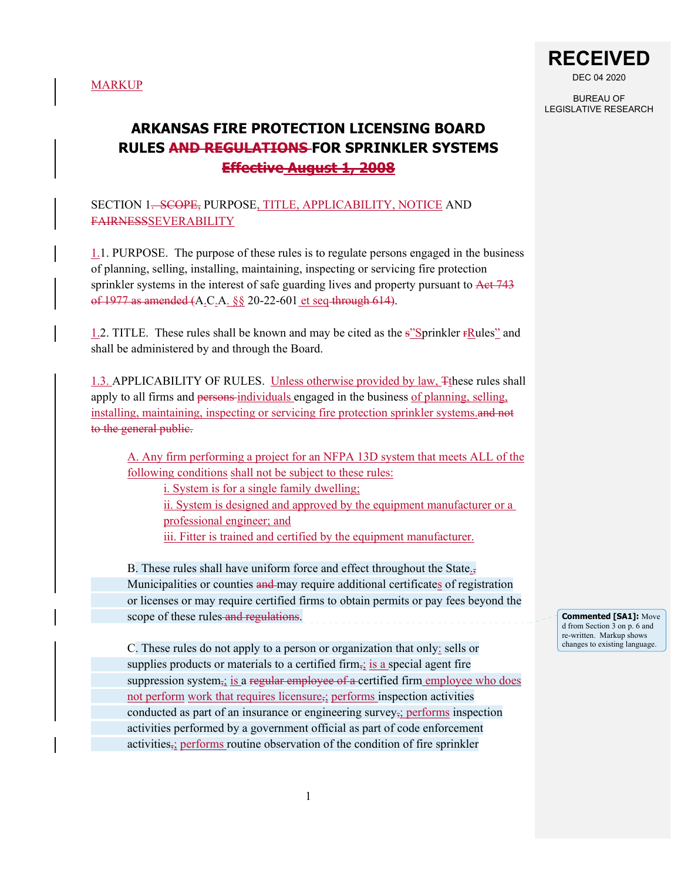MARKUP

# ARKANSAS FIRE PROTECTION LICENSING BOARD RULES ~~AND REGULATIONS~~ FOR SPRINKLER SYSTEMS

~~**Effective August 1, 2008**~~

SECTION 1~~. SCOPE,~~ PURPOSE, TITLE, APPLICABILITY, NOTICE AND ~~FAIRNESS~~SEVERABILITY

1.1. PURPOSE. The purpose of these rules is to regulate persons engaged in the business of planning, selling, installing, maintaining, inspecting or servicing fire protection sprinkler systems in the interest of safe guarding lives and property pursuant to ~~Act 743 of 1977 as amended (~~A.C.A. §§ 20-22-601 et seq ~~through 614)~~.

1.2. TITLE. These rules shall be known and may be cited as the ~~s~~"Sprinkler ~~r~~Rules" and shall be administered by and through the Board.

1.3. APPLICABILITY OF RULES. Unless otherwise provided by law, ~~T~~these rules shall apply to all firms and ~~persons~~ individuals engaged in the business of planning, selling, installing, maintaining, inspecting or servicing fire protection sprinkler systems.~~and not to the general public.~~

A. Any firm performing a project for an NFPA 13D system that meets ALL of the following conditions shall not be subject to these rules:

i. System is for a single family dwelling;

ii. System is designed and approved by the equipment manufacturer or a professional engineer; and

iii. Fitter is trained and certified by the equipment manufacturer.

B. These rules shall have uniform force and effect throughout the State.~~,~~ Municipalities or counties ~~and~~ may require additional certificates of registration or licenses or may require certified firms to obtain permits or pay fees beyond the scope of these rules ~~and regulations~~.

C. These rules do not apply to a person or organization that only: sells or supplies products or materials to a certified firm~~,~~; is a special agent fire suppression system~~,~~; is a ~~regular employee of a~~ certified firm employee who does not perform work that requires licensure~~,~~; performs inspection activities conducted as part of an insurance or engineering survey~~,~~; performs inspection activities performed by a government official as part of code enforcement activities~~,~~; performs routine observation of the condition of fire sprinkler

Commented [SA1]: Moved from Section 3 on p. 6 and re-written. Markup shows changes to existing language.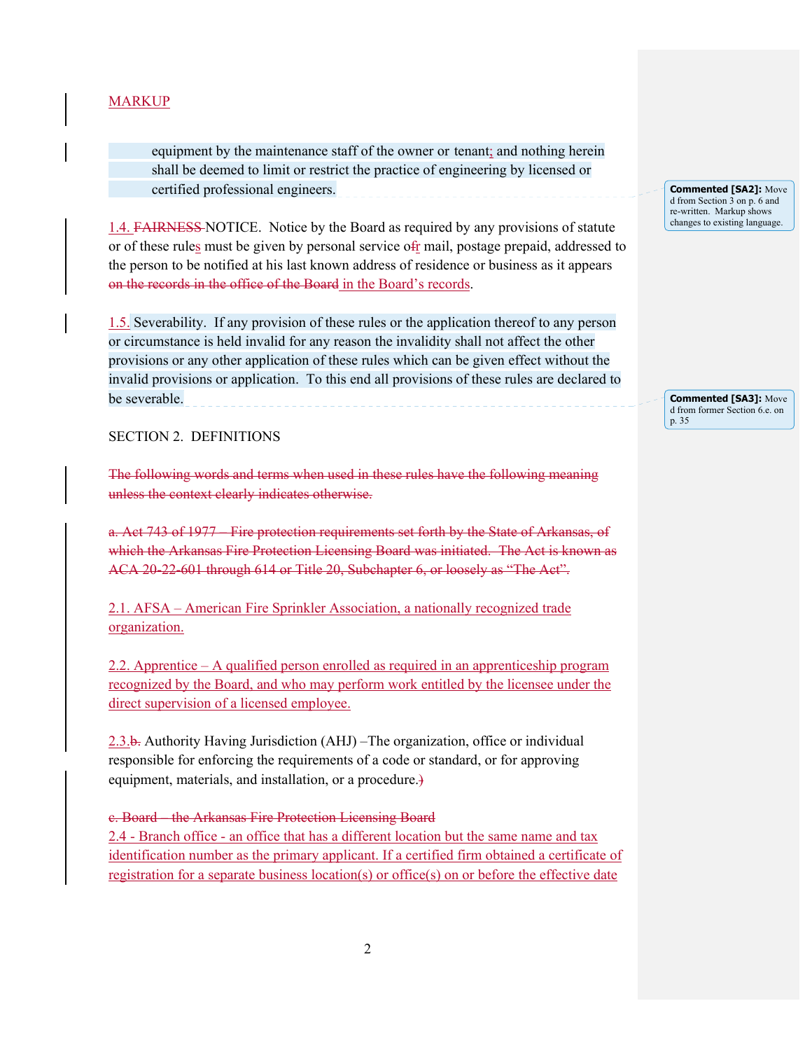MARKUP

equipment by the maintenance staff of the owner or tenant; and nothing herein shall be deemed to limit or restrict the practice of engineering by licensed or certified professional engineers.

1.4. ~~FAIRNESS~~ NOTICE. Notice by the Board as required by any provisions of statute or of these rules must be given by personal service o~~f~~r mail, postage prepaid, addressed to the person to be notified at his last known address of residence or business as it appears ~~on the records in the office of the Board~~ in the Board's records.

1.5. Severability. If any provision of these rules or the application thereof to any person or circumstance is held invalid for any reason the invalidity shall not affect the other provisions or any other application of these rules which can be given effect without the invalid provisions or application. To this end all provisions of these rules are declared to be severable.

**Commented [SA2]:** Moved from Section 3 on p. 6 and re-written. Markup shows changes to existing language.

**Commented [SA3]:** Moved from former Section 6.e. on p. 35

SECTION 2. DEFINITIONS

~~The following words and terms when used in these rules have the following meaning unless the context clearly indicates otherwise.~~

~~a. Act 743 of 1977 – Fire protection requirements set forth by the State of Arkansas, of which the Arkansas Fire Protection Licensing Board was initiated. The Act is known as ACA 20-22-601 through 614 or Title 20, Subchapter 6, or loosely as "The Act".~~

2.1. AFSA – American Fire Sprinkler Association, a nationally recognized trade organization.

2.2. Apprentice – A qualified person enrolled as required in an apprenticeship program recognized by the Board, and who may perform work entitled by the licensee under the direct supervision of a licensed employee.

2.3.~~b.~~ Authority Having Jurisdiction (AHJ) –The organization, office or individual responsible for enforcing the requirements of a code or standard, or for approving equipment, materials, and installation, or a procedure.~~)~~

~~c. Board – the Arkansas Fire Protection Licensing Board~~
2.4 - Branch office - an office that has a different location but the same name and tax identification number as the primary applicant. If a certified firm obtained a certificate of registration for a separate business location(s) or office(s) on or before the effective date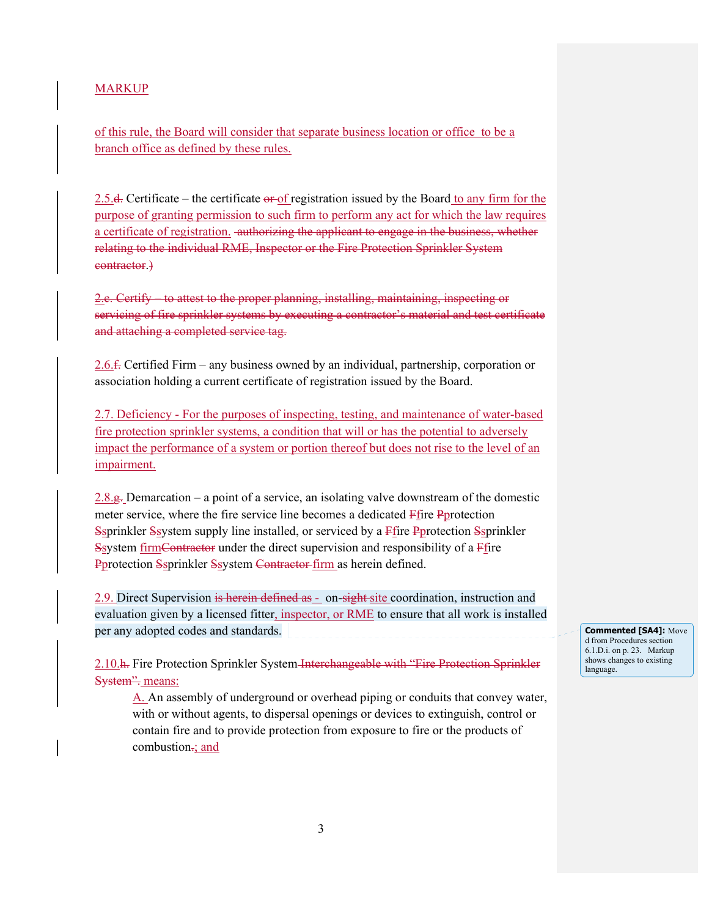MARKUP

of this rule, the Board will consider that separate business location or office to be a branch office as defined by these rules.

2.5.~~d.~~ Certificate – the certificate ~~or~~ of registration issued by the Board to any firm for the purpose of granting permission to such firm to perform any act for which the law requires a certificate of registration. ~~authorizing the applicant to engage in the business, whether relating to the individual RME, Inspector or the Fire Protection Sprinkler System contractor.)~~

~~2.e. Certify – to attest to the proper planning, installing, maintaining, inspecting or servicing of fire sprinkler systems by executing a contractor's material and test certificate and attaching a completed service tag.~~

2.6.~~f.~~ Certified Firm – any business owned by an individual, partnership, corporation or association holding a current certificate of registration issued by the Board.

2.7. Deficiency - For the purposes of inspecting, testing, and maintenance of water-based fire protection sprinkler systems, a condition that will or has the potential to adversely impact the performance of a system or portion thereof but does not rise to the level of an impairment.

2.8.~~g.~~ Demarcation – a point of a service, an isolating valve downstream of the domestic meter service, where the fire service line becomes a dedicated ~~F~~fire ~~P~~protection ~~S~~sprinkler ~~S~~system supply line installed, or serviced by a ~~F~~fire ~~P~~protection ~~S~~sprinkler ~~S~~system firm~~Contractor~~ under the direct supervision and responsibility of a ~~F~~fire ~~P~~protection ~~S~~sprinkler ~~S~~system ~~Contractor~~ firm as herein defined.

2.9. Direct Supervision ~~is herein defined as~~ - on-~~sight~~ site coordination, instruction and evaluation given by a licensed fitter, inspector, or RME to ensure that all work is installed per any adopted codes and standards.

**Commented [SA4]:** Moved from Procedures section 6.1.D.i. on p. 23. Markup shows changes to existing language.

2.10.~~h.~~ Fire Protection Sprinkler System ~~Interchangeable with "Fire Protection Sprinkler System".~~ means:

A. An assembly of underground or overhead piping or conduits that convey water, with or without agents, to dispersal openings or devices to extinguish, control or contain fire and to provide protection from exposure to fire or the products of combustion~~.~~; and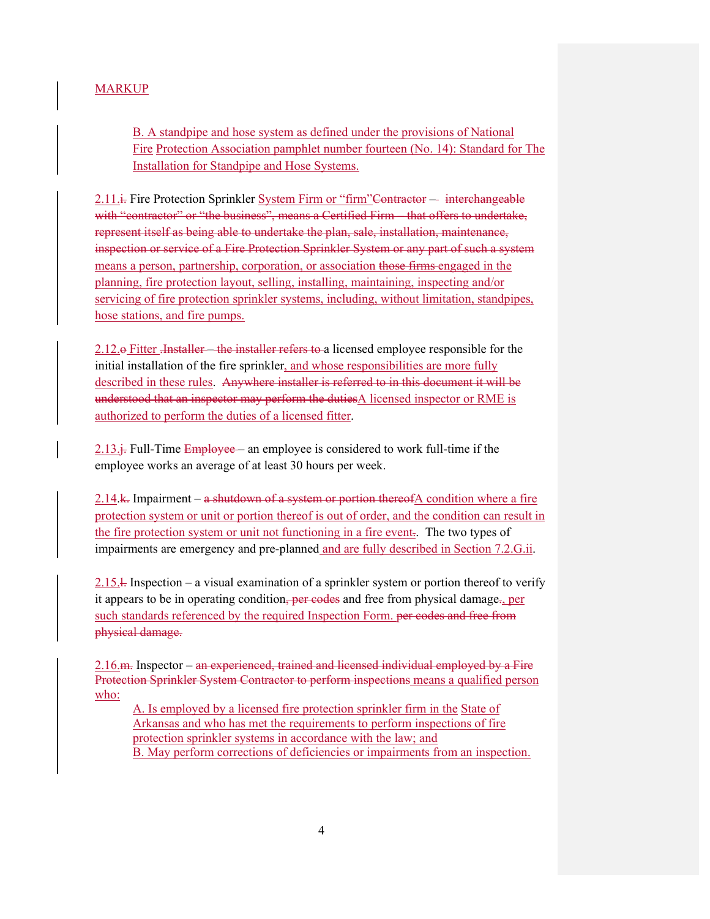MARKUP

B. A standpipe and hose system as defined under the provisions of National Fire Protection Association pamphlet number fourteen (No. 14): Standard for The Installation for Standpipe and Hose Systems.

2.11.i. Fire Protection Sprinkler System Firm or "firm"Contractor – interchangeable with "contractor" or "the business", means a Certified Firm – that offers to undertake, represent itself as being able to undertake the plan, sale, installation, maintenance, inspection or service of a Fire Protection Sprinkler System or any part of such a system means a person, partnership, corporation, or association those firms engaged in the planning, fire protection layout, selling, installing, maintaining, inspecting and/or servicing of fire protection sprinkler systems, including, without limitation, standpipes, hose stations, and fire pumps.

2.12.o Fitter .Installer – the installer refers to a licensed employee responsible for the initial installation of the fire sprinkler, and whose responsibilities are more fully described in these rules. Anywhere installer is referred to in this document it will be understood that an inspector may perform the dutiesA licensed inspector or RME is authorized to perform the duties of a licensed fitter.

2.13.j. Full-Time Employee – an employee is considered to work full-time if the employee works an average of at least 30 hours per week.

2.14.k. Impairment – a shutdown of a system or portion thereofA condition where a fire protection system or unit or portion thereof is out of order, and the condition can result in the fire protection system or unit not functioning in a fire event.. The two types of impairments are emergency and pre-planned and are fully described in Section 7.2.G.ii.

2.15.l. Inspection – a visual examination of a sprinkler system or portion thereof to verify it appears to be in operating condition, per codes and free from physical damage., per such standards referenced by the required Inspection Form. per codes and free from physical damage.

2.16.m. Inspector – an experienced, trained and licensed individual employed by a Fire Protection Sprinkler System Contractor to perform inspections means a qualified person who:

A. Is employed by a licensed fire protection sprinkler firm in the State of Arkansas and who has met the requirements to perform inspections of fire protection sprinkler systems in accordance with the law; and
B. May perform corrections of deficiencies or impairments from an inspection.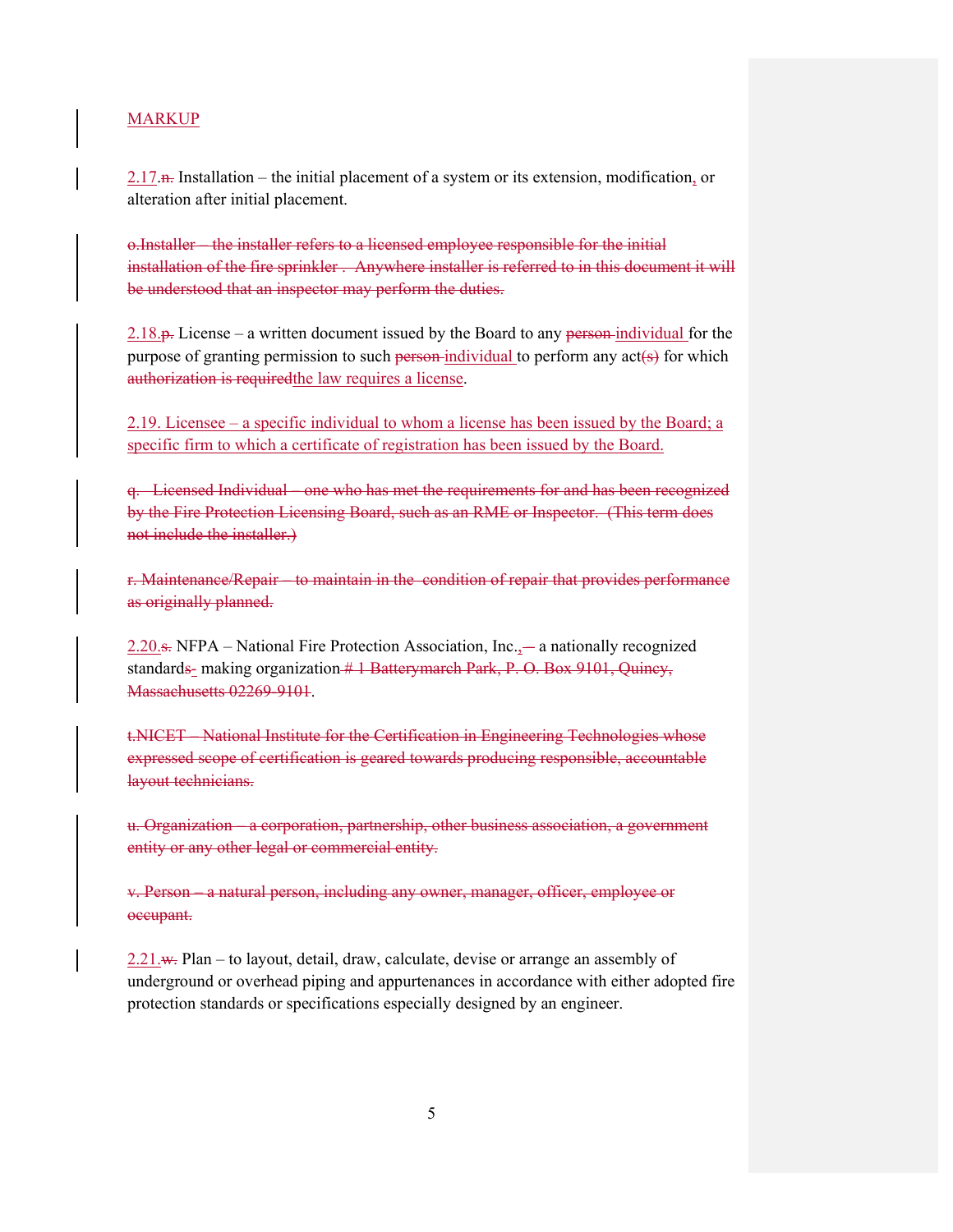MARKUP

2.17.~~n.~~ Installation – the initial placement of a system or its extension, modification, or alteration after initial placement.

~~o.Installer – the installer refers to a licensed employee responsible for the initial installation of the fire sprinkler . Anywhere installer is referred to in this document it will be understood that an inspector may perform the duties.~~

2.18.~~p.~~ License – a written document issued by the Board to any ~~person~~ individual for the purpose of granting permission to such ~~person~~ individual to perform any act~~(s)~~ for which ~~authorization is required~~the law requires a license.

2.19. Licensee – a specific individual to whom a license has been issued by the Board; a specific firm to which a certificate of registration has been issued by the Board.

~~q. Licensed Individual – one who has met the requirements for and has been recognized by the Fire Protection Licensing Board, such as an RME or Inspector. (This term does not include the installer.)~~

~~r. Maintenance/Repair – to maintain in the condition of repair that provides performance as originally planned.~~

2.20.~~s.~~ NFPA – National Fire Protection Association, Inc., ~~–~~ a nationally recognized standards~~-~~ making organization ~~# 1 Batterymarch Park, P. O. Box 9101, Quincy, Massachusetts 02269-9101~~.

~~t.NICET – National Institute for the Certification in Engineering Technologies whose expressed scope of certification is geared towards producing responsible, accountable layout technicians.~~

~~u. Organization – a corporation, partnership, other business association, a government entity or any other legal or commercial entity.~~

~~v. Person – a natural person, including any owner, manager, officer, employee or occupant.~~

2.21.~~w.~~ Plan – to layout, detail, draw, calculate, devise or arrange an assembly of underground or overhead piping and appurtenances in accordance with either adopted fire protection standards or specifications especially designed by an engineer.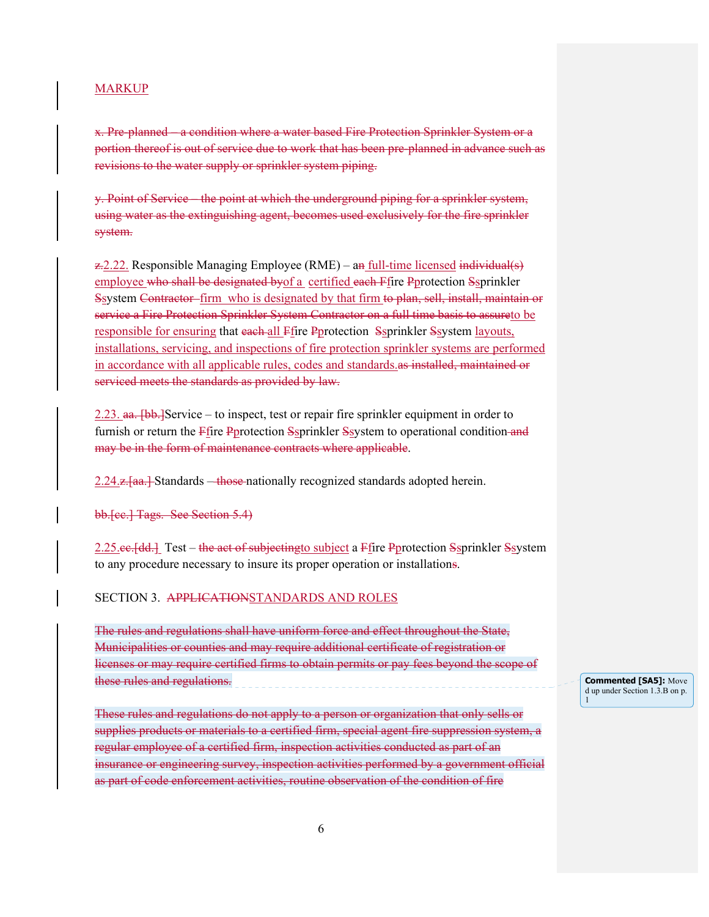MARKUP

~~x. Pre-planned – a condition where a water based Fire Protection Sprinkler System or a portion thereof is out of service due to work that has been pre-planned in advance such as revisions to the water supply or sprinkler system piping.~~

~~y. Point of Service – the point at which the underground piping for a sprinkler system, using water as the extinguishing agent, becomes used exclusively for the fire sprinkler system.~~

~~z.~~2.22. Responsible Managing Employee (RME) – a~~n~~ full-time licensed ~~individual(s)~~ employee ~~who shall be designated by~~of a certified ~~each F~~fire ~~P~~protection ~~S~~sprinkler ~~S~~system ~~Contractor~~ firm who is designated by that firm ~~to plan, sell, install, maintain or service a Fire Protection Sprinkler System Contractor on a full-time basis to assure~~to be responsible for ensuring that ~~each~~ all ~~F~~fire ~~P~~protection ~~S~~sprinkler ~~S~~system layouts, installations, servicing, and inspections of fire protection sprinkler systems are performed in accordance with all applicable rules, codes and standards.~~as installed, maintained or serviced meets the standards as provided by law.~~

2.23. ~~aa. [bb.]~~Service – to inspect, test or repair fire sprinkler equipment in order to furnish or return the ~~F~~fire ~~P~~protection ~~S~~sprinkler ~~S~~system to operational condition ~~and may be in the form of maintenance contracts where applicable~~.

2.24.~~z.[aa.]~~ Standards – ~~those~~ nationally recognized standards adopted herein.

~~bb.[cc.] Tags. See Section 5.4)~~

2.25.~~cc.[dd.]~~ Test – ~~the act of subjecting~~to subject a ~~F~~fire ~~P~~protection ~~S~~sprinkler ~~S~~system to any procedure necessary to insure its proper operation or installation~~s~~.

SECTION 3. ~~APPLICATION~~STANDARDS AND ROLES

~~The rules and regulations shall have uniform force and effect throughout the State, Municipalities or counties and may require additional certificate of registration or licenses or may require certified firms to obtain permits or pay fees beyond the scope of these rules and regulations.~~

**Commented [SA5]:** Moved up under Section 1.3.B on p. 1

~~These rules and regulations do not apply to a person or organization that only sells or supplies products or materials to a certified firm, special agent fire suppression system, a regular employee of a certified firm, inspection activities conducted as part of an insurance or engineering survey, inspection activities performed by a government official as part of code enforcement activities, routine observation of the condition of fire~~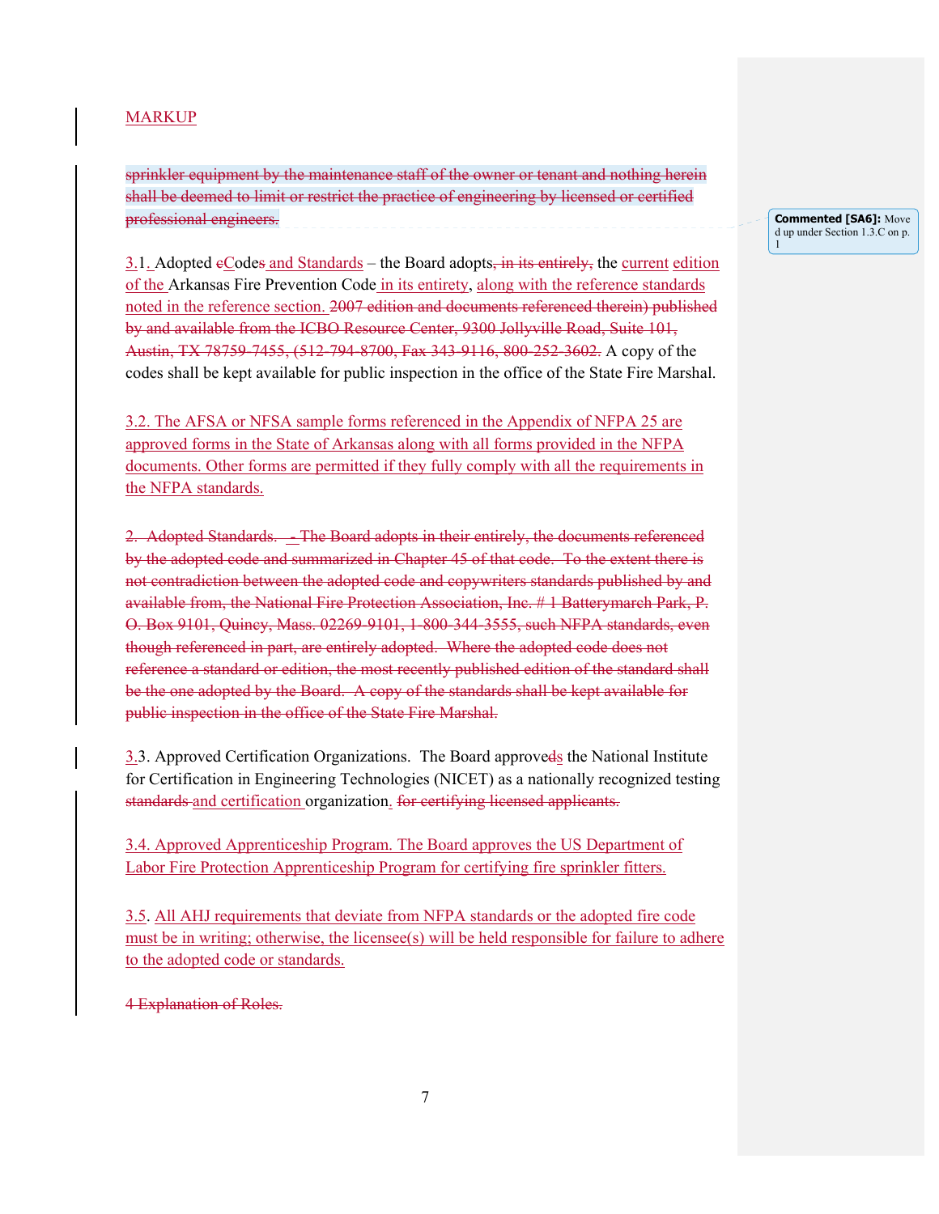MARKUP

~~sprinkler equipment by the maintenance staff of the owner or tenant and nothing herein shall be deemed to limit or restrict the practice of engineering by licensed or certified professional engineers.~~

Commented [SA6]: Moved up under Section 1.3.C on p. 1

3.~~1~~. Adopted ~~c~~Code~~s~~ and Standards – the Board adopts~~, in its entirely,~~ the current edition of the Arkansas Fire Prevention Code in its entirety, along with the reference standards noted in the reference section. ~~2007 edition and documents referenced therein) published by and available from the ICBO Resource Center, 9300 Jollyville Road, Suite 101, Austin, TX 78759-7455, (512-794-8700, Fax 343-9116, 800-252-3602.~~ A copy of the codes shall be kept available for public inspection in the office of the State Fire Marshal.

3.2. The AFSA or NFSA sample forms referenced in the Appendix of NFPA 25 are approved forms in the State of Arkansas along with all forms provided in the NFPA documents. Other forms are permitted if they fully comply with all the requirements in the NFPA standards.

~~2. Adopted Standards. - The Board adopts in their entirely, the documents referenced by the adopted code and summarized in Chapter 45 of that code. To the extent there is not contradiction between the adopted code and copywriters standards published by and available from, the National Fire Protection Association, Inc. # 1 Batterymarch Park, P. O. Box 9101, Quincy, Mass. 02269-9101, 1-800-344-3555, such NFPA standards, even though referenced in part, are entirely adopted. Where the adopted code does not reference a standard or edition, the most recently published edition of the standard shall be the one adopted by the Board. A copy of the standards shall be kept available for public inspection in the office of the State Fire Marshal.~~

3.3. Approved Certification Organizations. The Board approve~~d~~s the National Institute for Certification in Engineering Technologies (NICET) as a nationally recognized testing ~~standards~~ and certification organization. ~~for certifying licensed applicants.~~

3.4. Approved Apprenticeship Program. The Board approves the US Department of Labor Fire Protection Apprenticeship Program for certifying fire sprinkler fitters.

3.5. All AHJ requirements that deviate from NFPA standards or the adopted fire code must be in writing; otherwise, the licensee(s) will be held responsible for failure to adhere to the adopted code or standards.

~~4 Explanation of Roles.~~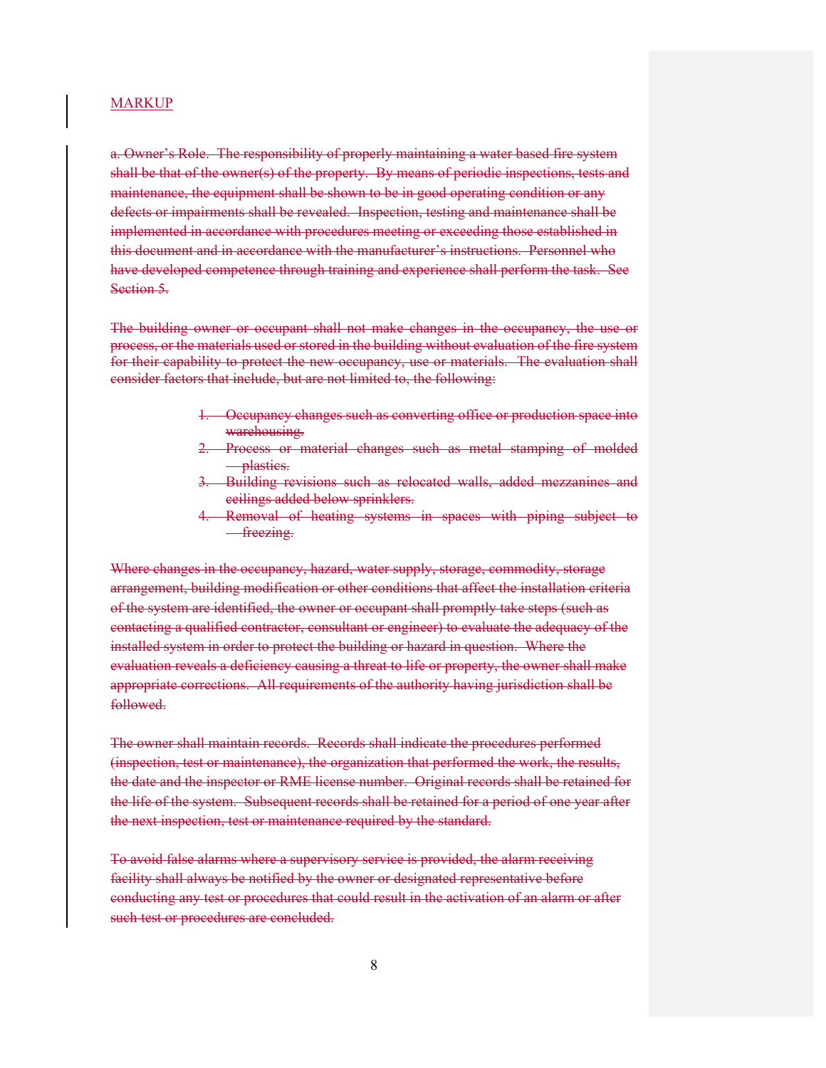MARKUP

~~a. Owner's Role. The responsibility of properly maintaining a water based fire system shall be that of the owner(s) of the property. By means of periodic inspections, tests and maintenance, the equipment shall be shown to be in good operating condition or any defects or impairments shall be revealed. Inspection, testing and maintenance shall be implemented in accordance with procedures meeting or exceeding those established in this document and in accordance with the manufacturer's instructions. Personnel who have developed competence through training and experience shall perform the task. See Section 5.~~

~~The building owner or occupant shall not make changes in the occupancy, the use or process, or the materials used or stored in the building without evaluation of the fire system for their capability to protect the new occupancy, use or materials. The evaluation shall consider factors that include, but are not limited to, the following:~~

1. ~~Occupancy changes such as converting office or production space into warehousing.~~
2. ~~Process or material changes such as metal stamping of molded plastics.~~
3. ~~Building revisions such as relocated walls, added mezzanines and ceilings added below sprinklers.~~
4. ~~Removal of heating systems in spaces with piping subject to freezing.~~

~~Where changes in the occupancy, hazard, water supply, storage, commodity, storage arrangement, building modification or other conditions that affect the installation criteria of the system are identified, the owner or occupant shall promptly take steps (such as contacting a qualified contractor, consultant or engineer) to evaluate the adequacy of the installed system in order to protect the building or hazard in question. Where the evaluation reveals a deficiency causing a threat to life or property, the owner shall make appropriate corrections. All requirements of the authority having jurisdiction shall be followed.~~

~~The owner shall maintain records. Records shall indicate the procedures performed (inspection, test or maintenance), the organization that performed the work, the results, the date and the inspector or RME license number. Original records shall be retained for the life of the system. Subsequent records shall be retained for a period of one year after the next inspection, test or maintenance required by the standard.~~

~~To avoid false alarms where a supervisory service is provided, the alarm receiving facility shall always be notified by the owner or designated representative before conducting any test or procedures that could result in the activation of an alarm or after such test or procedures are concluded.~~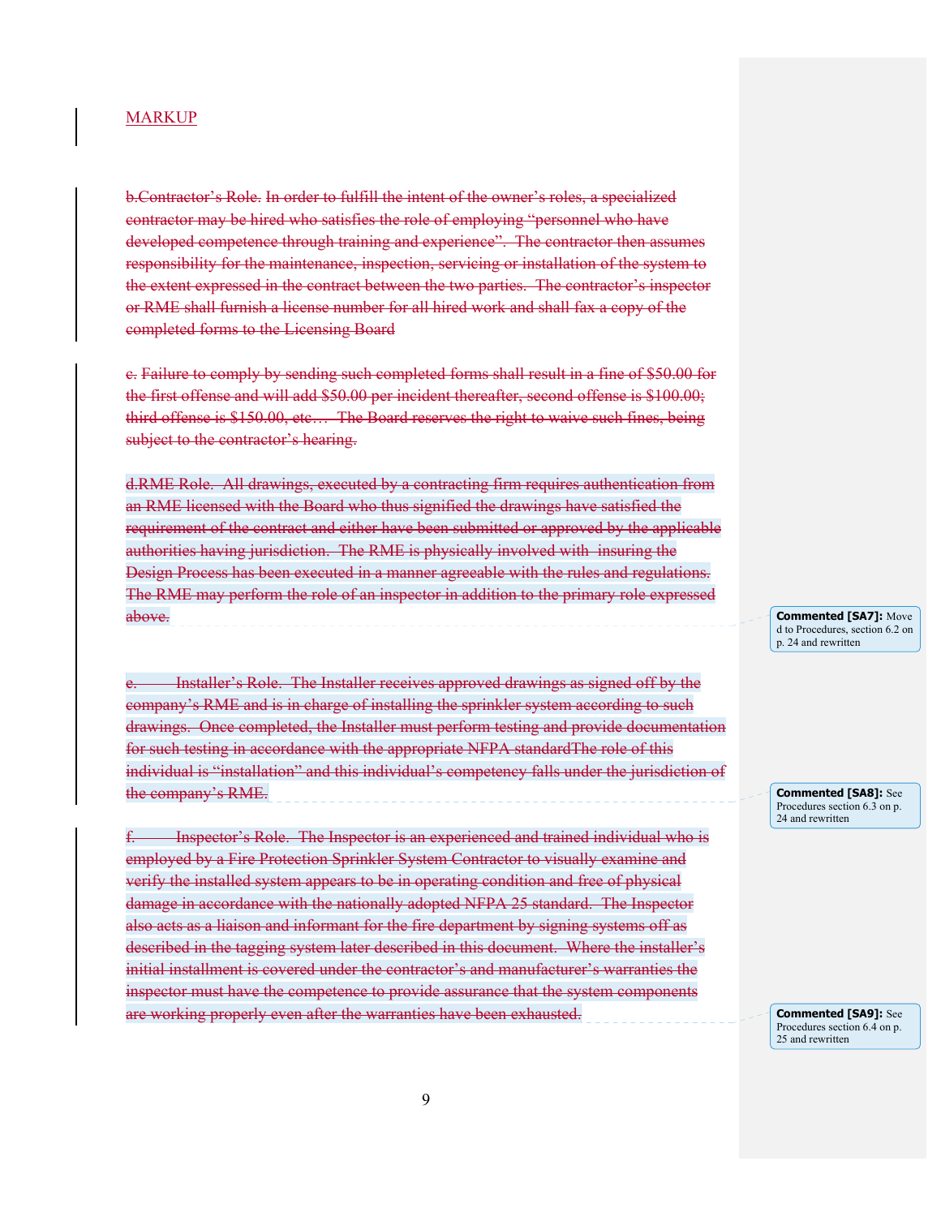MARKUP

~~b.Contractor's Role. In order to fulfill the intent of the owner's roles, a specialized contractor may be hired who satisfies the role of employing "personnel who have developed competence through training and experience". The contractor then assumes responsibility for the maintenance, inspection, servicing or installation of the system to the extent expressed in the contract between the two parties. The contractor's inspector or RME shall furnish a license number for all hired work and shall fax a copy of the completed forms to the Licensing Board~~

~~c. Failure to comply by sending such completed forms shall result in a fine of $50.00 for the first offense and will add $50.00 per incident thereafter, second offense is $100.00; third offense is $150.00, etc… The Board reserves the right to waive such fines, being subject to the contractor's hearing.~~

~~d.RME Role. All drawings, executed by a contracting firm requires authentication from an RME licensed with the Board who thus signified the drawings have satisfied the requirement of the contract and either have been submitted or approved by the applicable authorities having jurisdiction. The RME is physically involved with insuring the Design Process has been executed in a manner agreeable with the rules and regulations. The RME may perform the role of an inspector in addition to the primary role expressed above.~~

> **Commented [SA7]:** Moved to Procedures, section 6.2 on p. 24 and rewritten

~~e. Installer's Role. The Installer receives approved drawings as signed off by the company's RME and is in charge of installing the sprinkler system according to such drawings. Once completed, the Installer must perform testing and provide documentation for such testing in accordance with the appropriate NFPA standardThe role of this individual is "installation" and this individual's competency falls under the jurisdiction of the company's RME.~~

> **Commented [SA8]:** See Procedures section 6.3 on p. 24 and rewritten

~~f. Inspector's Role. The Inspector is an experienced and trained individual who is employed by a Fire Protection Sprinkler System Contractor to visually examine and verify the installed system appears to be in operating condition and free of physical damage in accordance with the nationally adopted NFPA 25 standard. The Inspector also acts as a liaison and informant for the fire department by signing systems off as described in the tagging system later described in this document. Where the installer's initial installment is covered under the contractor's and manufacturer's warranties the inspector must have the competence to provide assurance that the system components are working properly even after the warranties have been exhausted.~~

> **Commented [SA9]:** See Procedures section 6.4 on p. 25 and rewritten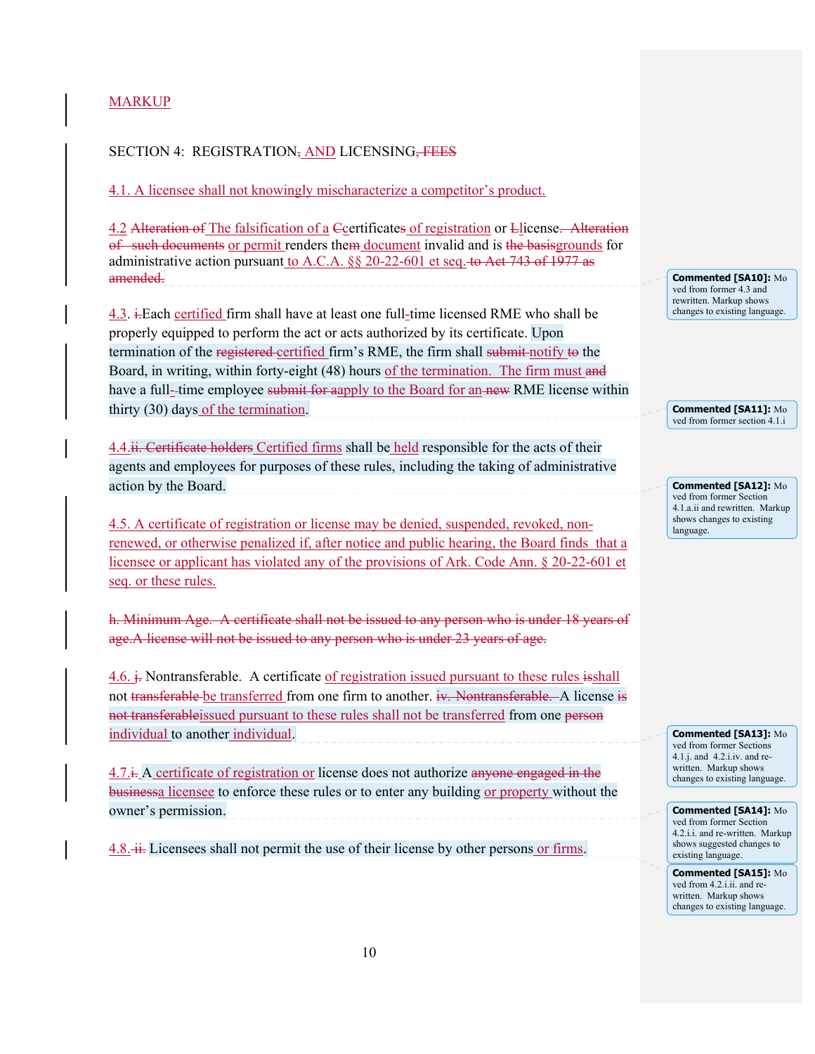MARKUP

SECTION 4: REGISTRATION, AND LICENSING, FEES

4.1. A licensee shall not knowingly mischaracterize a competitor's product.

4.2 Alteration of The falsification of a Ccertificates of registration or Llicense. Alteration of such documents or permit renders them document invalid and is the basisgrounds for administrative action pursuant to A.C.A. §§ 20-22-601 et seq. to Act 743 of 1977 as amended.

4.3. i.Each certified firm shall have at least one full-time licensed RME who shall be properly equipped to perform the act or acts authorized by its certificate. Upon termination of the registered certified firm's RME, the firm shall submit notify to the Board, in writing, within forty-eight (48) hours of the termination. The firm must and have a full- time employee submit for aapply to the Board for an new RME license within thirty (30) days of the termination.

4.4.ii. Certificate holders Certified firms shall be held responsible for the acts of their agents and employees for purposes of these rules, including the taking of administrative action by the Board.

4.5. A certificate of registration or license may be denied, suspended, revoked, non-renewed, or otherwise penalized if, after notice and public hearing, the Board finds that a licensee or applicant has violated any of the provisions of Ark. Code Ann. § 20-22-601 et seq. or these rules.

h. Minimum Age. A certificate shall not be issued to any person who is under 18 years of age.A license will not be issued to any person who is under 23 years of age.

4.6. j. Nontransferable. A certificate of registration issued pursuant to these rules isshall not transferable be transferred from one firm to another. iv. Nontransferable. A license is not transferableissued pursuant to these rules shall not be transferred from one person individual to another individual.

4.7.i. A certificate of registration or license does not authorize anyone engaged in the businessa licensee to enforce these rules or to enter any building or property without the owner's permission.

4.8. ii. Licensees shall not permit the use of their license by other persons or firms.

Commented [SA10]: Moved from former 4.3 and rewritten. Markup shows changes to existing language.

Commented [SA11]: Moved from former section 4.1.i

Commented [SA12]: Moved from former Section 4.1.a.ii and rewritten. Markup shows changes to existing language.

Commented [SA13]: Moved from former Sections 4.1.j. and 4.2.i.iv. and re-written. Markup shows changes to existing language.

Commented [SA14]: Moved from former Section 4.2.i.i. and re-written. Markup shows suggested changes to existing language.

Commented [SA15]: Moved from 4.2.i.ii. and re-written. Markup shows changes to existing language.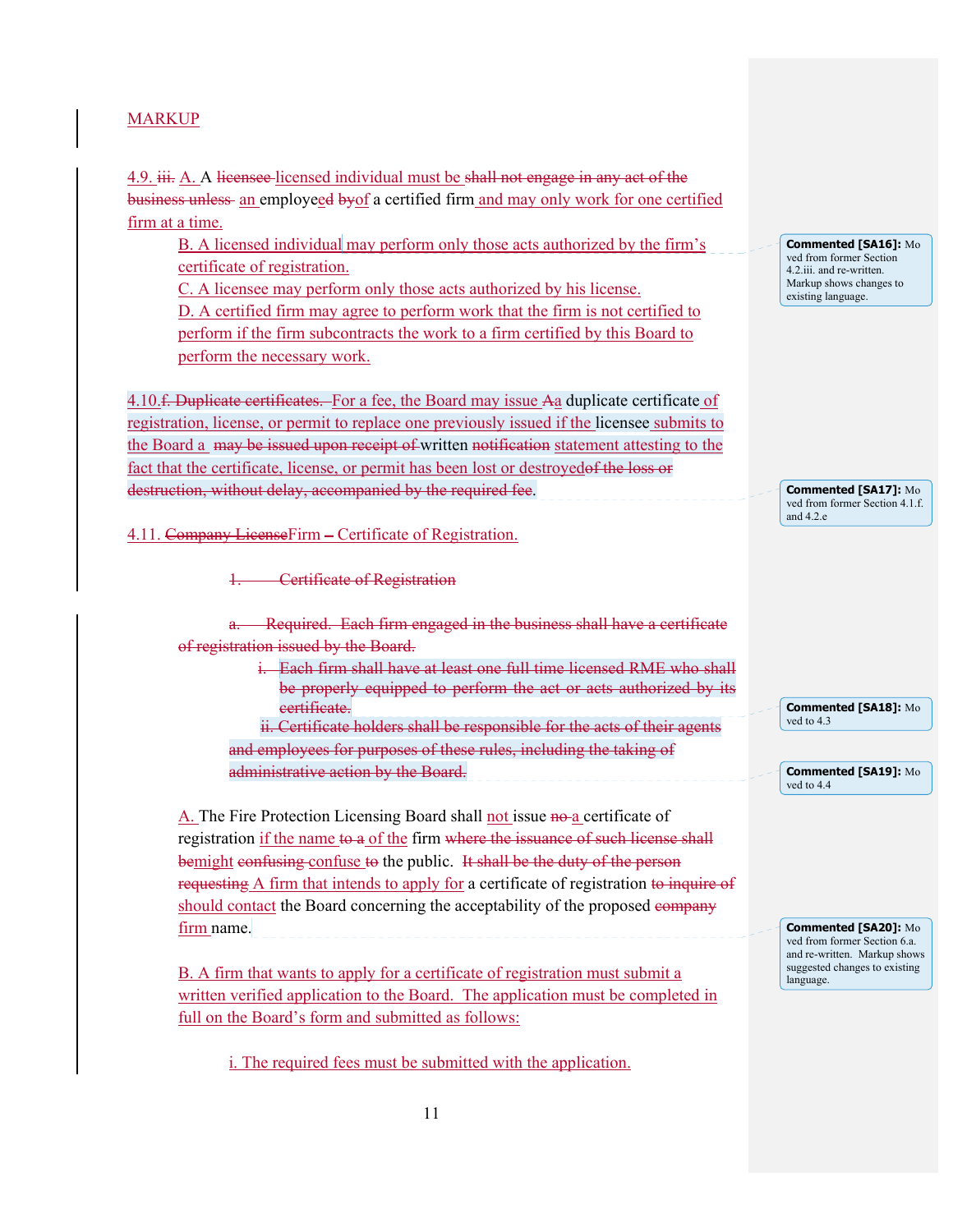MARKUP

4.9. ~~iii.~~ A. A ~~licensee~~ licensed individual must be ~~shall not engage in any act of the business unless~~ an employee~~d~~ ~~by~~of a certified firm and may only work for one certified firm at a time.

B. A licensed individual may perform only those acts authorized by the firm's certificate of registration.

C. A licensee may perform only those acts authorized by his license.

D. A certified firm may agree to perform work that the firm is not certified to perform if the firm subcontracts the work to a firm certified by this Board to perform the necessary work.

> **Commented [SA16]:** Moved from former Section 4.2.iii. and re-written. Markup shows changes to existing language.

4.10.~~f. Duplicate certificates.~~ For a fee, the Board may issue ~~A~~a duplicate certificate of registration, license, or permit to replace one previously issued if the licensee submits to the Board a ~~may be issued upon receipt of~~ written ~~notification~~ statement attesting to the fact that the certificate, license, or permit has been lost or destroyed~~of the loss or destruction, without delay, accompanied by the required fee~~.

> **Commented [SA17]:** Moved from former Section 4.1.f. and 4.2.e

4.11. ~~Company License~~Firm – Certificate of Registration.

~~1. Certificate of Registration~~

~~a. Required. Each firm engaged in the business shall have a certificate of registration issued by the Board.~~

~~i. Each firm shall have at least one full time licensed RME who shall be properly equipped to perform the act or acts authorized by its certificate.~~

~~ii. Certificate holders shall be responsible for the acts of their agents and employees for purposes of these rules, including the taking of administrative action by the Board.~~

> **Commented [SA18]:** Moved to 4.3

> **Commented [SA19]:** Moved to 4.4

A. The Fire Protection Licensing Board shall not issue ~~no~~ a certificate of registration if the name ~~to a~~ of the firm ~~where the issuance of such license shall be~~might ~~confusing~~ confuse ~~to~~ the public. ~~It shall be the duty of the person requesting~~ A firm that intends to apply for a certificate of registration ~~to inquire of~~ should contact the Board concerning the acceptability of the proposed ~~company~~ firm name.

> **Commented [SA20]:** Moved from former Section 6.a. and re-written. Markup shows suggested changes to existing language.

B. A firm that wants to apply for a certificate of registration must submit a written verified application to the Board. The application must be completed in full on the Board's form and submitted as follows:

i. The required fees must be submitted with the application.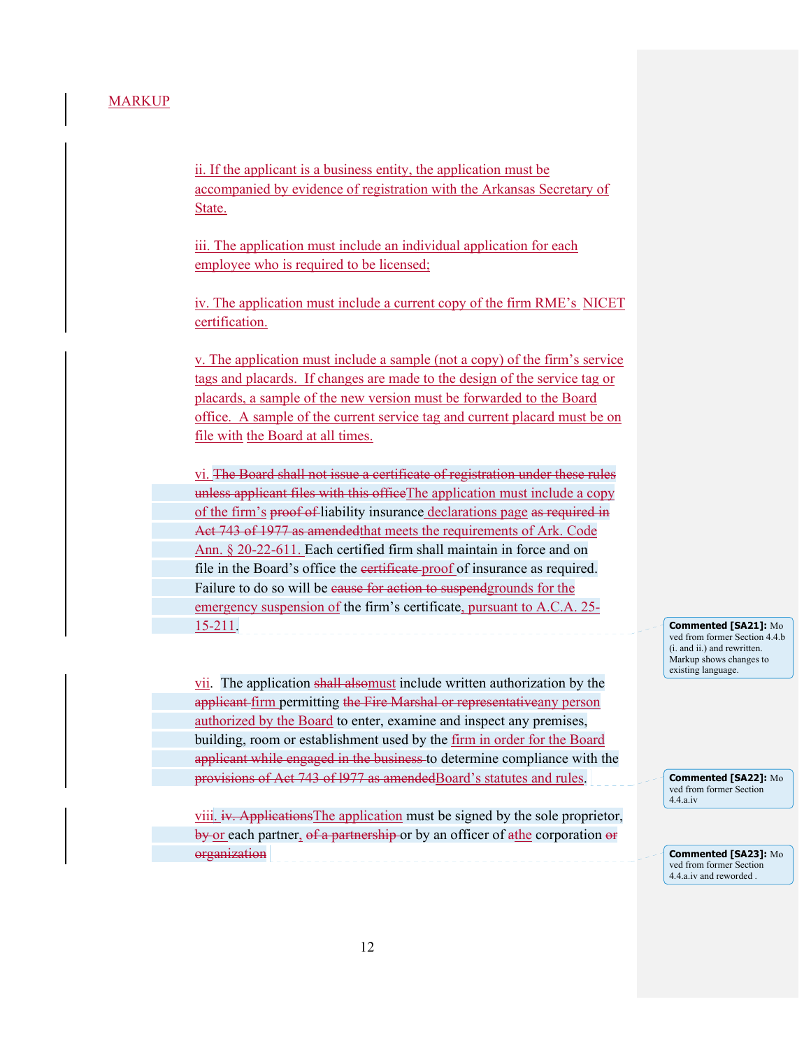MARKUP

ii. If the applicant is a business entity, the application must be accompanied by evidence of registration with the Arkansas Secretary of State.

iii. The application must include an individual application for each employee who is required to be licensed;

iv. The application must include a current copy of the firm RME's NICET certification.

v. The application must include a sample (not a copy) of the firm's service tags and placards. If changes are made to the design of the service tag or placards, a sample of the new version must be forwarded to the Board office. A sample of the current service tag and current placard must be on file with the Board at all times.

vi. ~~The Board shall not issue a certificate of registration under these rules unless applicant files with this office~~The application must include a copy of the firm's ~~proof of~~ liability insurance declarations page ~~as required in Act 743 of 1977 as amended~~that meets the requirements of Ark. Code Ann. § 20-22-611. Each certified firm shall maintain in force and on file in the Board's office the ~~certificate~~ proof of insurance as required. Failure to do so will be ~~cause for action to suspend~~grounds for the emergency suspension of the firm's certificate, pursuant to A.C.A. 25-15-211.

> **Commented [SA21]:** Moved from former Section 4.4.b (i. and ii.) and rewritten. Markup shows changes to existing language.

vii. The application ~~shall also~~must include written authorization by the ~~applicant~~ firm permitting ~~the Fire Marshal or representative~~any person authorized by the Board to enter, examine and inspect any premises, building, room or establishment used by the firm in order for the Board ~~applicant while engaged in the business~~ to determine compliance with the ~~provisions of Act 743 of l977 as amended~~Board's statutes and rules.

> **Commented [SA22]:** Moved from former Section 4.4.a.iv

viii. ~~iv. Applications~~The application must be signed by the sole proprietor, ~~by~~ or each partner~~, of a partnership~~ or by an officer of ~~a~~the corporation ~~or organization~~

> **Commented [SA23]:** Moved from former Section 4.4.a.iv and reworded .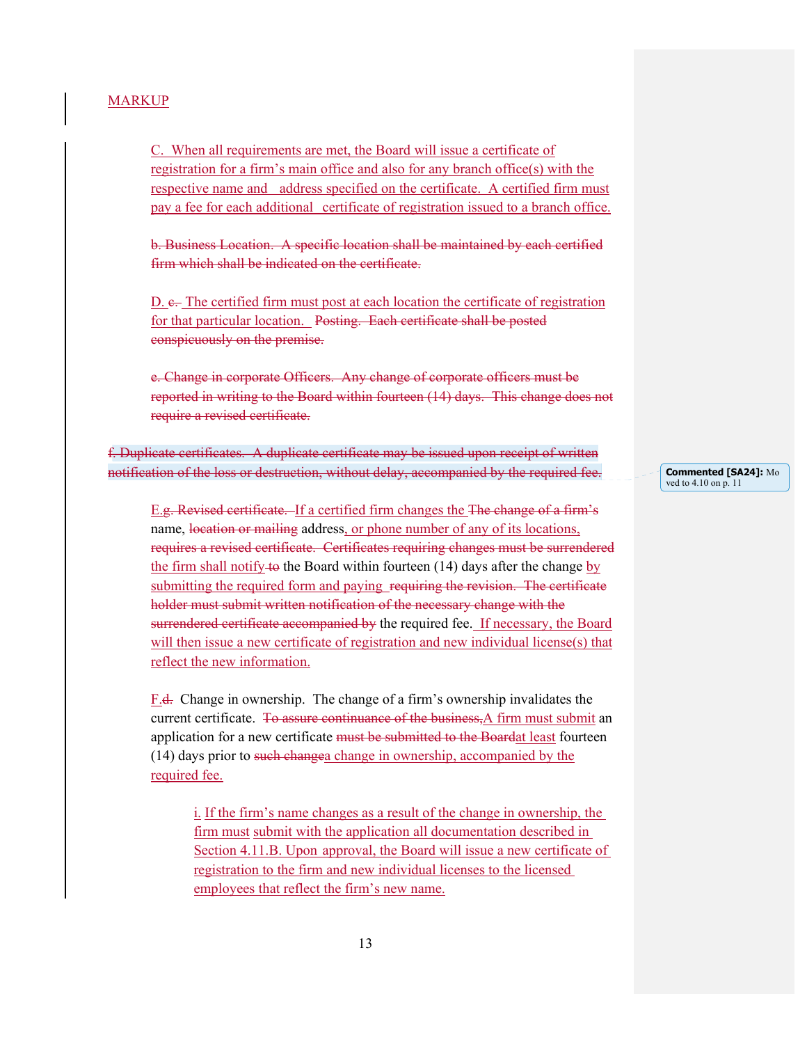MARKUP

C. When all requirements are met, the Board will issue a certificate of registration for a firm's main office and also for any branch office(s) with the respective name and address specified on the certificate. A certified firm must pay a fee for each additional certificate of registration issued to a branch office.

~~b. Business Location. A specific location shall be maintained by each certified firm which shall be indicated on the certificate.~~

D. ~~c.~~ The certified firm must post at each location the certificate of registration for that particular location. ~~Posting. Each certificate shall be posted conspicuously on the premise.~~

~~e. Change in corporate Officers. Any change of corporate officers must be reported in writing to the Board within fourteen (14) days. This change does not require a revised certificate.~~

~~f. Duplicate certificates. A duplicate certificate may be issued upon receipt of written notification of the loss or destruction, without delay, accompanied by the required fee.~~

Commented [SA24]: Moved to 4.10 on p. 11

E.~~g. Revised certificate.~~ If a certified firm changes the ~~The change of a firm's~~ name, ~~location or mailing~~ address, or phone number of any of its locations, ~~requires a revised certificate. Certificates requiring changes must be surrendered~~ the firm shall notify ~~to~~ the Board within fourteen (14) days after the change by submitting the required form and paying ~~requiring the revision. The certificate holder must submit written notification of the necessary change with the surrendered certificate accompanied by~~ the required fee. If necessary, the Board will then issue a new certificate of registration and new individual license(s) that reflect the new information.

F.~~d.~~ Change in ownership. The change of a firm's ownership invalidates the current certificate. ~~To assure continuance of the business,~~A firm must submit an application for a new certificate ~~must be submitted to the Board~~at least fourteen (14) days prior to ~~such change~~a change in ownership, accompanied by the required fee.

> i. If the firm's name changes as a result of the change in ownership, the firm must submit with the application all documentation described in Section 4.11.B. Upon approval, the Board will issue a new certificate of registration to the firm and new individual licenses to the licensed employees that reflect the firm's new name.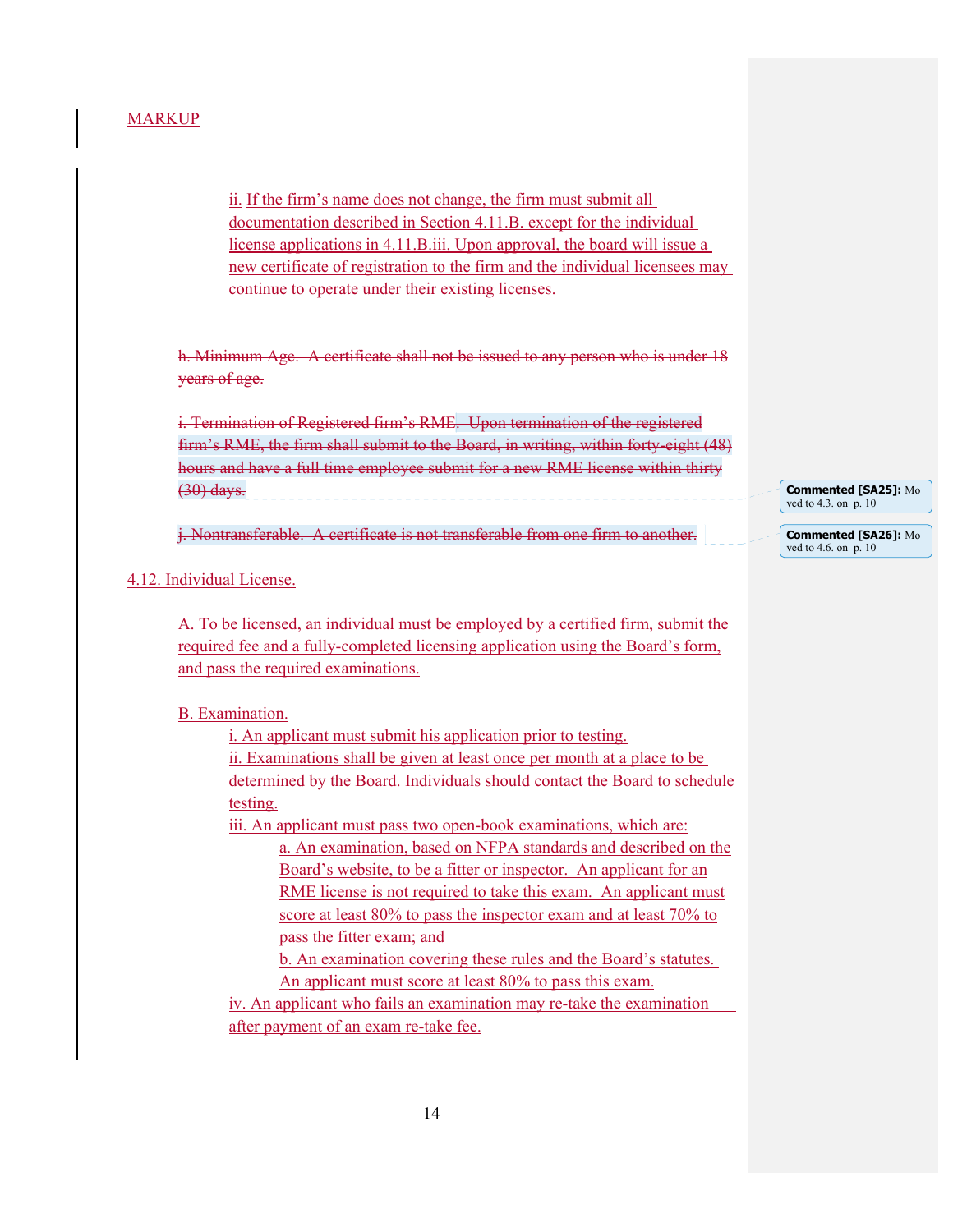MARKUP

ii. If the firm's name does not change, the firm must submit all documentation described in Section 4.11.B. except for the individual license applications in 4.11.B.iii. Upon approval, the board will issue a new certificate of registration to the firm and the individual licensees may continue to operate under their existing licenses.

~~h. Minimum Age. A certificate shall not be issued to any person who is under 18 years of age.~~

~~i. Termination of Registered firm's RME. Upon termination of the registered firm's RME, the firm shall submit to the Board, in writing, within forty-eight (48) hours and have a full time employee submit for a new RME license within thirty (30) days.~~

~~j. Nontransferable. A certificate is not transferable from one firm to another.~~

Commented [SA25]: Moved to 4.3. on p. 10

Commented [SA26]: Moved to 4.6. on p. 10

4.12. Individual License.

A. To be licensed, an individual must be employed by a certified firm, submit the required fee and a fully-completed licensing application using the Board's form, and pass the required examinations.

B. Examination.

i. An applicant must submit his application prior to testing.

ii. Examinations shall be given at least once per month at a place to be determined by the Board. Individuals should contact the Board to schedule testing.

iii. An applicant must pass two open-book examinations, which are:

a. An examination, based on NFPA standards and described on the Board's website, to be a fitter or inspector. An applicant for an RME license is not required to take this exam. An applicant must score at least 80% to pass the inspector exam and at least 70% to pass the fitter exam; and

b. An examination covering these rules and the Board's statutes. An applicant must score at least 80% to pass this exam.

iv. An applicant who fails an examination may re-take the examination after payment of an exam re-take fee.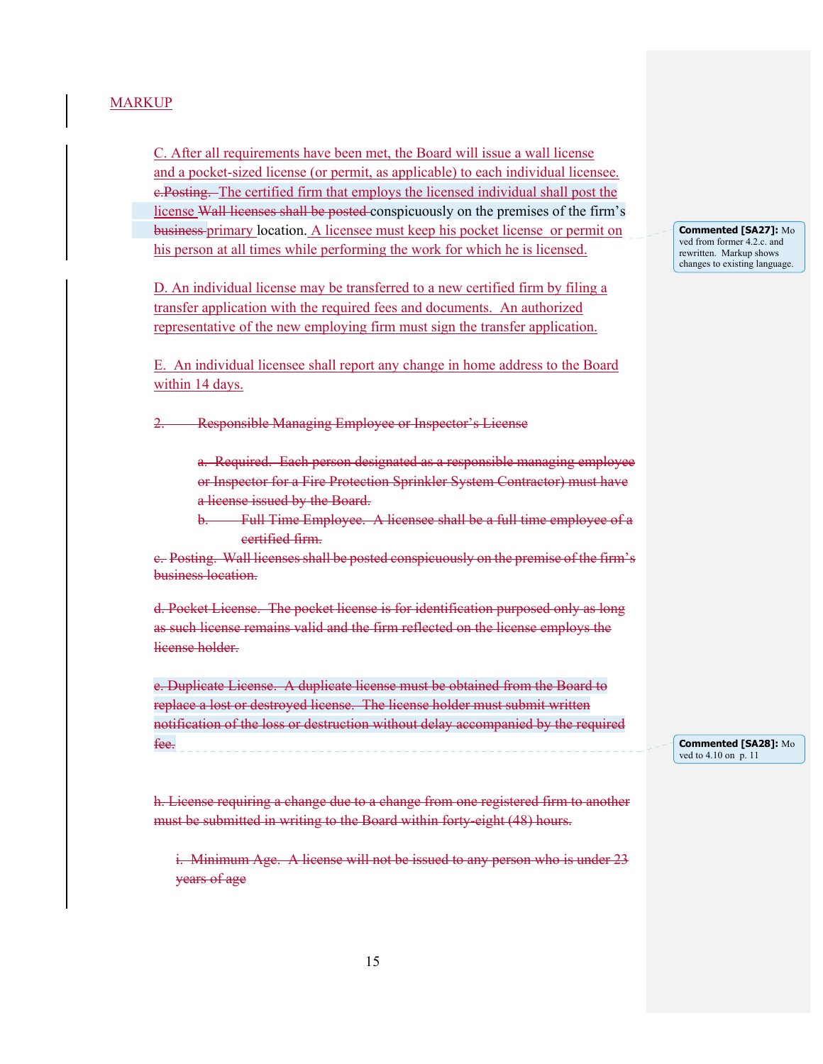MARKUP

C. After all requirements have been met, the Board will issue a wall license and a pocket-sized license (or permit, as applicable) to each individual licensee. ~~c.Posting.~~ The certified firm that employs the licensed individual shall post the license ~~Wall licenses shall be posted~~ conspicuously on the premises of the firm's ~~business~~ primary location. A licensee must keep his pocket license or permit on his person at all times while performing the work for which he is licensed.

> Commented [SA27]: Moved from former 4.2.c. and rewritten. Markup shows changes to existing language.

D. An individual license may be transferred to a new certified firm by filing a transfer application with the required fees and documents. An authorized representative of the new employing firm must sign the transfer application.

E. An individual licensee shall report any change in home address to the Board within 14 days.

~~2. Responsible Managing Employee or Inspector's License~~

~~a. Required. Each person designated as a responsible managing employee or Inspector for a Fire Protection Sprinkler System Contractor) must have a license issued by the Board.~~

~~b. Full Time Employee. A licensee shall be a full time employee of a certified firm.~~

~~c. Posting. Wall licenses shall be posted conspicuously on the premise of the firm's business location.~~

~~d. Pocket License. The pocket license is for identification purposed only as long as such license remains valid and the firm reflected on the license employs the license holder.~~

~~e. Duplicate License. A duplicate license must be obtained from the Board to replace a lost or destroyed license. The license holder must submit written notification of the loss or destruction without delay accompanied by the required fee.~~

> Commented [SA28]: Moved to 4.10 on p. 11

~~h. License requiring a change due to a change from one registered firm to another must be submitted in writing to the Board within forty-eight (48) hours.~~

~~i. Minimum Age. A license will not be issued to any person who is under 23 years of age~~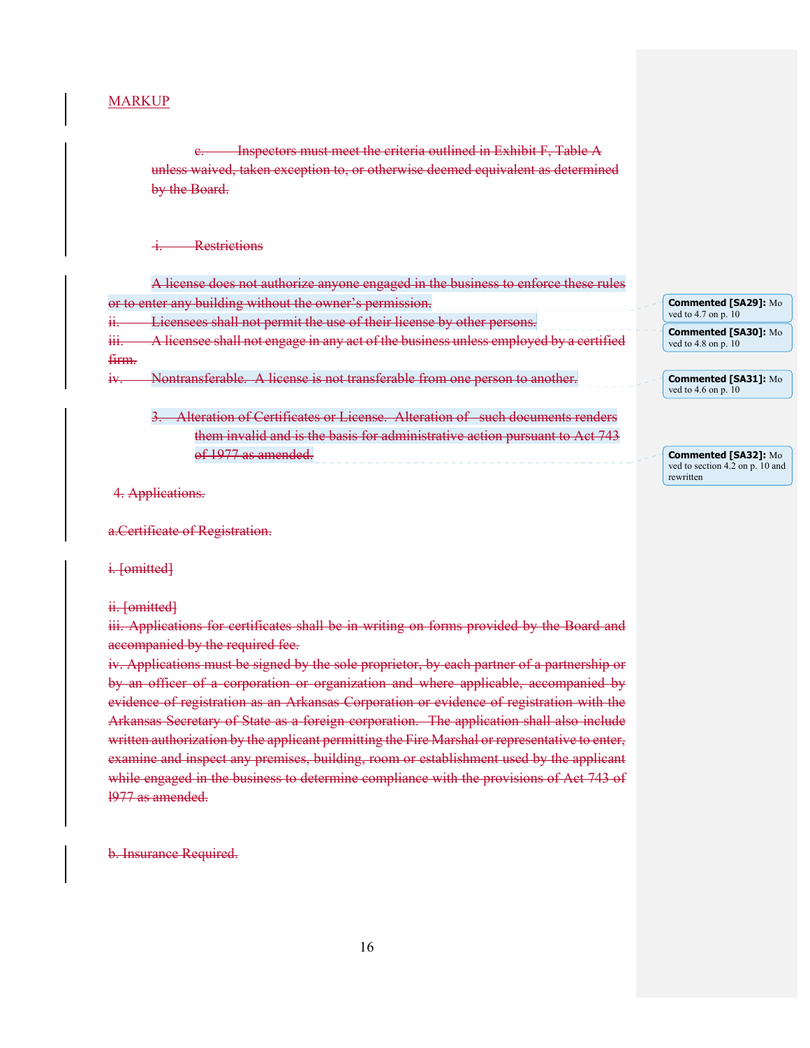MARKUP

~~c. Inspectors must meet the criteria outlined in Exhibit F, Table A unless waived, taken exception to, or otherwise deemed equivalent as determined by the Board.~~

~~i. Restrictions~~

~~A license does not authorize anyone engaged in the business to enforce these rules or to enter any building without the owner's permission.~~

~~ii. Licensees shall not permit the use of their license by other persons.~~

~~iii. A licensee shall not engage in any act of the business unless employed by a certified firm.~~

~~iv. Nontransferable. A license is not transferable from one person to another.~~

~~3. Alteration of Certificates or License. Alteration of such documents renders them invalid and is the basis for administrative action pursuant to Act 743 of 1977 as amended.~~

~~4. Applications.~~

~~a.Certificate of Registration.~~

~~i. [omitted]~~

~~ii. [omitted]~~

~~iii. Applications for certificates shall be in writing on forms provided by the Board and accompanied by the required fee.~~

~~iv. Applications must be signed by the sole proprietor, by each partner of a partnership or by an officer of a corporation or organization and where applicable, accompanied by evidence of registration as an Arkansas Corporation or evidence of registration with the Arkansas Secretary of State as a foreign corporation. The application shall also include written authorization by the applicant permitting the Fire Marshal or representative to enter, examine and inspect any premises, building, room or establishment used by the applicant while engaged in the business to determine compliance with the provisions of Act 743 of l977 as amended.~~

~~b. Insurance Required.~~

**Commented [SA29]:** Moved to 4.7 on p. 10

**Commented [SA30]:** Moved to 4.8 on p. 10

**Commented [SA31]:** Moved to 4.6 on p. 10

**Commented [SA32]:** Moved to section 4.2 on p. 10 and rewritten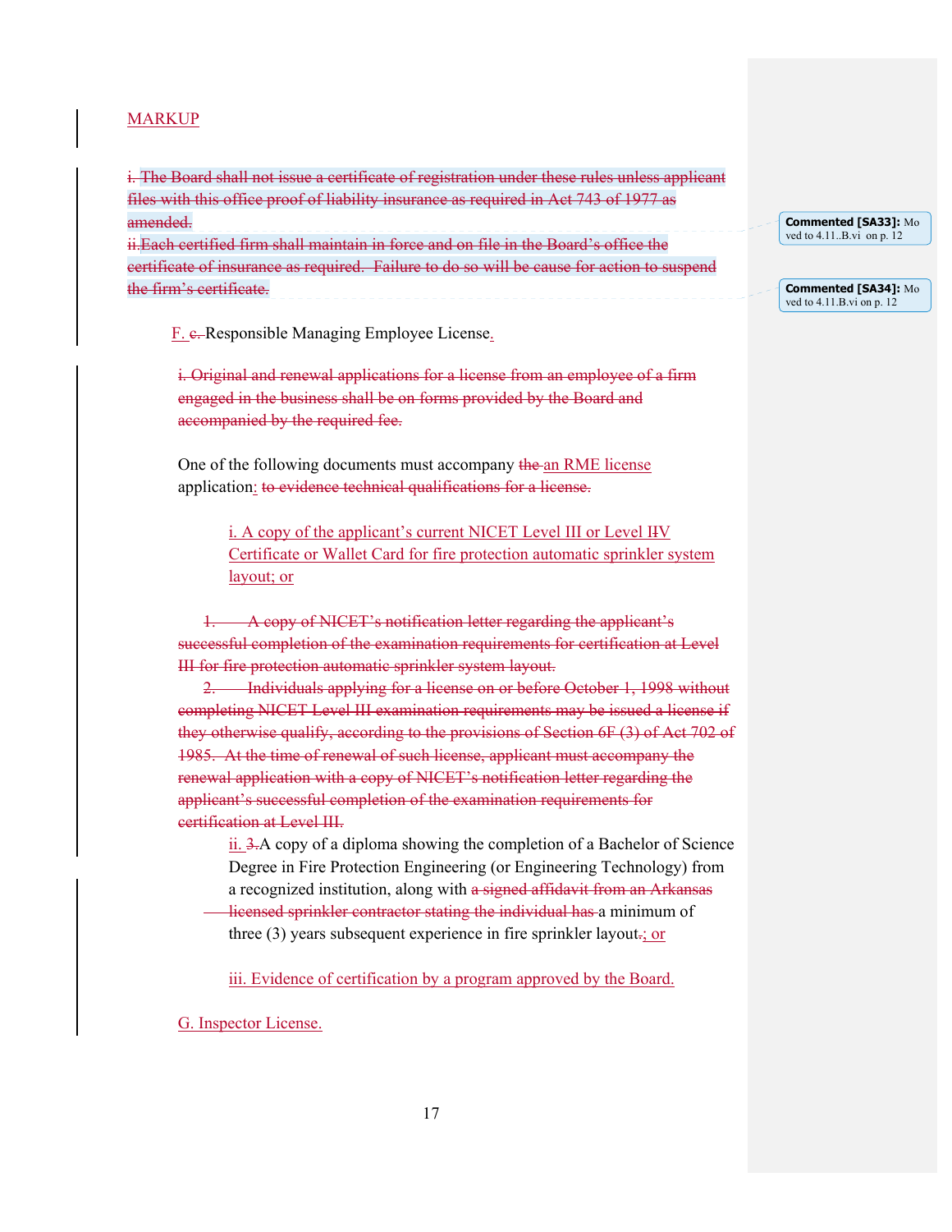MARKUP

~~i. The Board shall not issue a certificate of registration under these rules unless applicant files with this office proof of liability insurance as required in Act 743 of 1977 as amended.~~

~~ii.Each certified firm shall maintain in force and on file in the Board's office the certificate of insurance as required. Failure to do so will be cause for action to suspend the firm's certificate.~~

Commented [SA33]: Moved to 4.11..B.vi on p. 12

Commented [SA34]: Moved to 4.11.B.vi on p. 12

F. ~~c.~~ Responsible Managing Employee License.

~~i. Original and renewal applications for a license from an employee of a firm engaged in the business shall be on forms provided by the Board and accompanied by the required fee.~~

One of the following documents must accompany ~~the~~ an RME license application: ~~to evidence technical qualifications for a license.~~

i. A copy of the applicant's current NICET Level III or Level ~~II~~IV Certificate or Wallet Card for fire protection automatic sprinkler system layout; or

~~1. A copy of NICET's notification letter regarding the applicant's successful completion of the examination requirements for certification at Level III for fire protection automatic sprinkler system layout.~~

~~2. Individuals applying for a license on or before October 1, 1998 without completing NICET Level III examination requirements may be issued a license if they otherwise qualify, according to the provisions of Section 6F (3) of Act 702 of 1985. At the time of renewal of such license, applicant must accompany the renewal application with a copy of NICET's notification letter regarding the applicant's successful completion of the examination requirements for certification at Level III.~~

ii. ~~3.~~A copy of a diploma showing the completion of a Bachelor of Science Degree in Fire Protection Engineering (or Engineering Technology) from a recognized institution, along with ~~a signed affidavit from an Arkansas licensed sprinkler contractor stating the individual has~~ a minimum of three (3) years subsequent experience in fire sprinkler layout~~.~~; or

iii. Evidence of certification by a program approved by the Board.

G. Inspector License.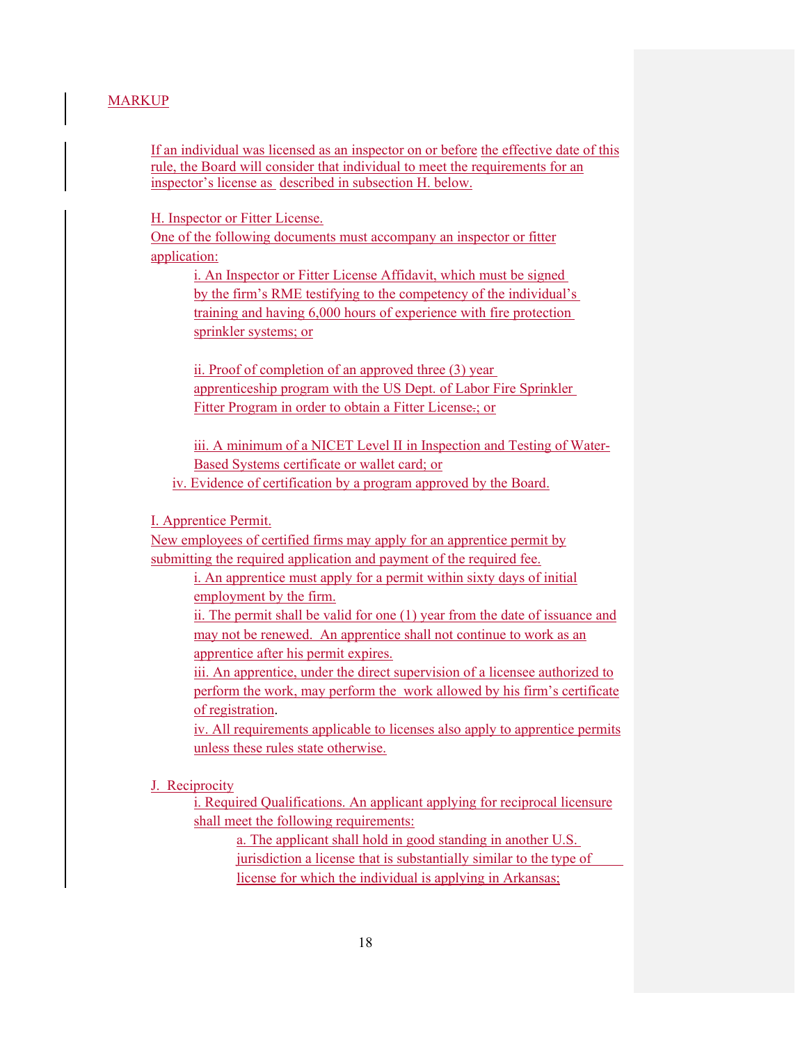MARKUP

If an individual was licensed as an inspector on or before the effective date of this rule, the Board will consider that individual to meet the requirements for an inspector's license as described in subsection H. below.

H. Inspector or Fitter License.
One of the following documents must accompany an inspector or fitter application:

i. An Inspector or Fitter License Affidavit, which must be signed by the firm's RME testifying to the competency of the individual's training and having 6,000 hours of experience with fire protection sprinkler systems; or

ii. Proof of completion of an approved three (3) year apprenticeship program with the US Dept. of Labor Fire Sprinkler Fitter Program in order to obtain a Fitter License.; or

iii. A minimum of a NICET Level II in Inspection and Testing of Water-Based Systems certificate or wallet card; or

iv. Evidence of certification by a program approved by the Board.

I. Apprentice Permit.
New employees of certified firms may apply for an apprentice permit by submitting the required application and payment of the required fee.

i. An apprentice must apply for a permit within sixty days of initial employment by the firm.

ii. The permit shall be valid for one (1) year from the date of issuance and may not be renewed. An apprentice shall not continue to work as an apprentice after his permit expires.

iii. An apprentice, under the direct supervision of a licensee authorized to perform the work, may perform the work allowed by his firm's certificate of registration.

iv. All requirements applicable to licenses also apply to apprentice permits unless these rules state otherwise.

J. Reciprocity

i. Required Qualifications. An applicant applying for reciprocal licensure shall meet the following requirements:

a. The applicant shall hold in good standing in another U.S. jurisdiction a license that is substantially similar to the type of license for which the individual is applying in Arkansas;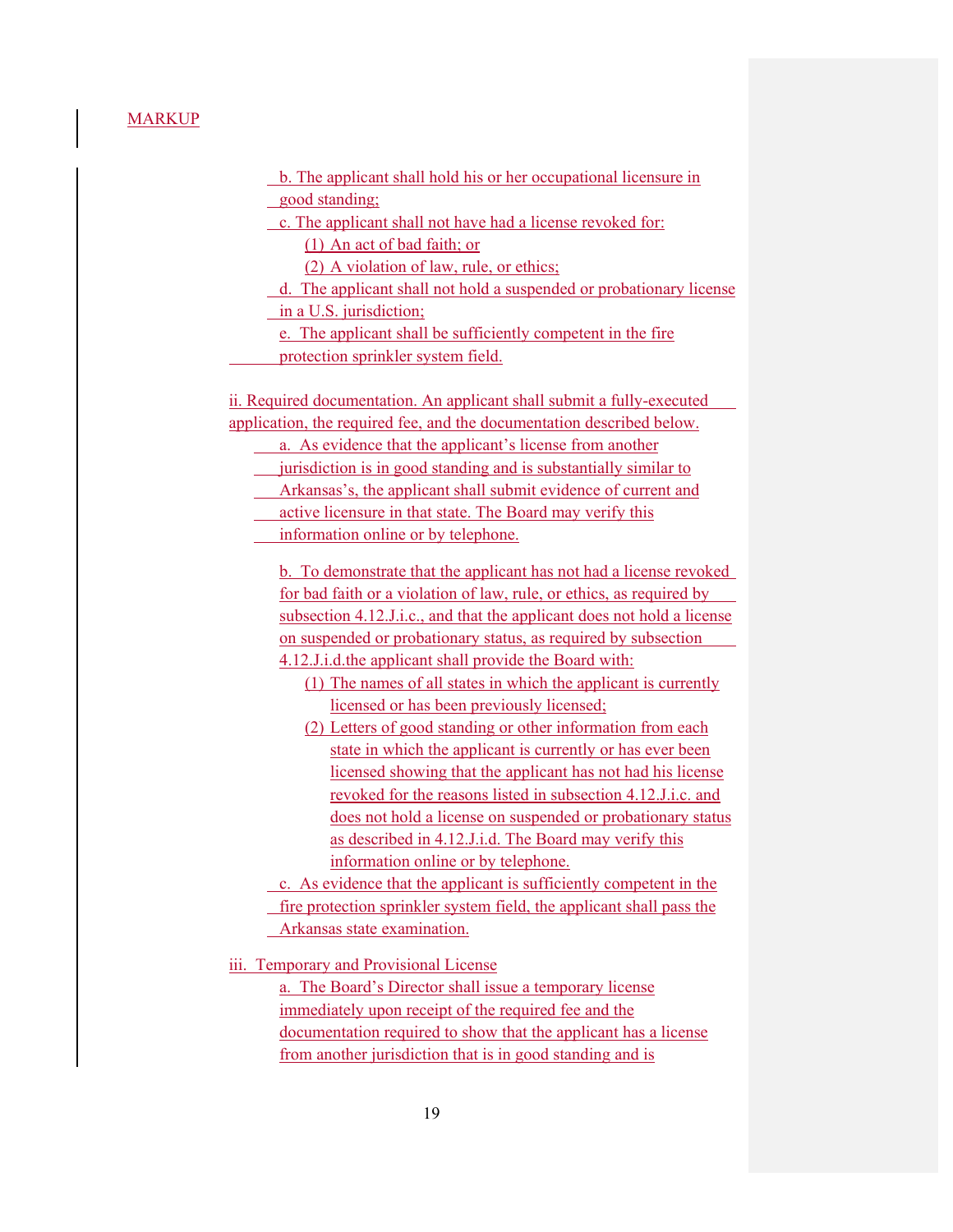MARKUP

b. The applicant shall hold his or her occupational licensure in good standing;

c. The applicant shall not have had a license revoked for:

(1) An act of bad faith; or

(2) A violation of law, rule, or ethics;

d. The applicant shall not hold a suspended or probationary license in a U.S. jurisdiction;

e. The applicant shall be sufficiently competent in the fire protection sprinkler system field.

ii. Required documentation. An applicant shall submit a fully-executed application, the required fee, and the documentation described below.

a. As evidence that the applicant's license from another jurisdiction is in good standing and is substantially similar to Arkansas's, the applicant shall submit evidence of current and active licensure in that state. The Board may verify this information online or by telephone.

b. To demonstrate that the applicant has not had a license revoked for bad faith or a violation of law, rule, or ethics, as required by subsection 4.12.J.i.c., and that the applicant does not hold a license on suspended or probationary status, as required by subsection 4.12.J.i.d.the applicant shall provide the Board with:

(1) The names of all states in which the applicant is currently licensed or has been previously licensed;

(2) Letters of good standing or other information from each state in which the applicant is currently or has ever been licensed showing that the applicant has not had his license revoked for the reasons listed in subsection 4.12.J.i.c. and does not hold a license on suspended or probationary status as described in 4.12.J.i.d. The Board may verify this information online or by telephone.

c. As evidence that the applicant is sufficiently competent in the fire protection sprinkler system field, the applicant shall pass the Arkansas state examination.

iii. Temporary and Provisional License

a. The Board's Director shall issue a temporary license immediately upon receipt of the required fee and the documentation required to show that the applicant has a license from another jurisdiction that is in good standing and is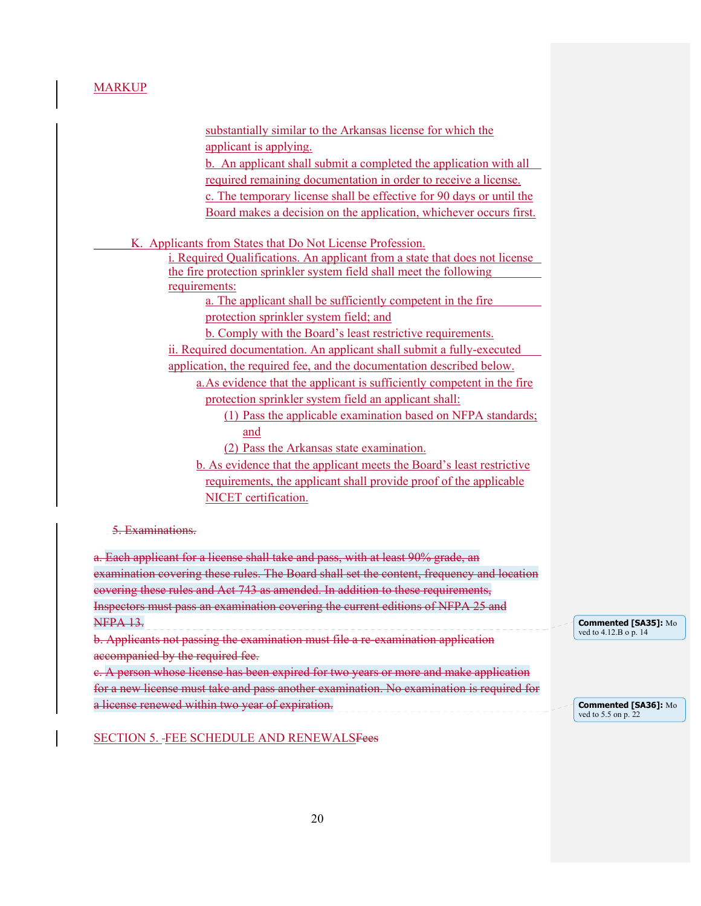MARKUP

substantially similar to the Arkansas license for which the applicant is applying.

b. An applicant shall submit a completed the application with all required remaining documentation in order to receive a license.

c. The temporary license shall be effective for 90 days or until the Board makes a decision on the application, whichever occurs first.

K. Applicants from States that Do Not License Profession.

i. Required Qualifications. An applicant from a state that does not license the fire protection sprinkler system field shall meet the following requirements:

a. The applicant shall be sufficiently competent in the fire protection sprinkler system field; and

b. Comply with the Board's least restrictive requirements.

ii. Required documentation. An applicant shall submit a fully-executed application, the required fee, and the documentation described below.

a. As evidence that the applicant is sufficiently competent in the fire protection sprinkler system field an applicant shall:

(1) Pass the applicable examination based on NFPA standards; and

(2) Pass the Arkansas state examination.

b. As evidence that the applicant meets the Board's least restrictive requirements, the applicant shall provide proof of the applicable NICET certification.

~~5. Examinations.~~

~~a. Each applicant for a license shall take and pass, with at least 90% grade, an examination covering these rules. The Board shall set the content, frequency and location covering these rules and Act 743 as amended. In addition to these requirements, Inspectors must pass an examination covering the current editions of NFPA 25 and NFPA 13.~~

**Commented [SA35]:** Moved to 4.12.B o p. 14

~~b. Applicants not passing the examination must file a re-examination application accompanied by the required fee.~~

~~c. A person whose license has been expired for two years or more and make application for a new license must take and pass another examination. No examination is required for a license renewed within two year of expiration.~~

**Commented [SA36]:** Moved to 5.5 on p. 22

SECTION 5. FEE SCHEDULE AND RENEWALS~~Fees~~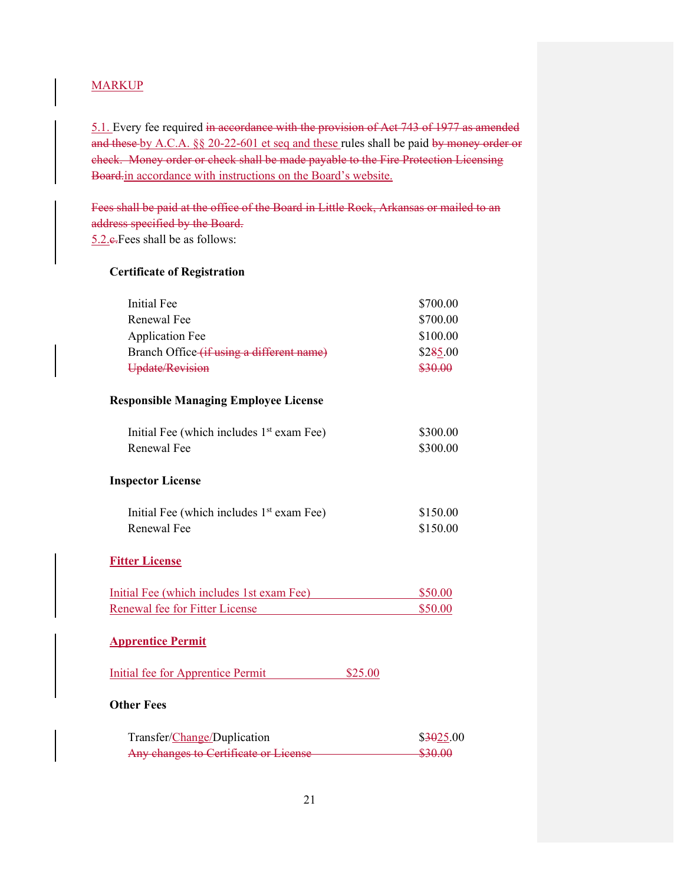MARKUP

5.1. Every fee required ~~in accordance with the provision of Act 743 of 1977 as amended and these~~ by A.C.A. §§ 20-22-601 et seq and these rules shall be paid ~~by money order or check. Money order or check shall be made payable to the Fire Protection Licensing Board.~~in accordance with instructions on the Board's website.

~~Fees shall be paid at the office of the Board in Little Rock, Arkansas or mailed to an address specified by the Board.~~
5.2.~~c.~~Fees shall be as follows:

**Certificate of Registration**

| | |
|---|---|
| Initial Fee | $700.00 |
| Renewal Fee | $700.00 |
| Application Fee | $100.00 |
| Branch Office ~~(if using a different name)~~ | $2~~8~~5.00 |
| ~~Update/Revision~~ | ~~$30.00~~ |

**Responsible Managing Employee License**

| | |
|---|---|
| Initial Fee (which includes 1st exam Fee) | $300.00 |
| Renewal Fee | $300.00 |

**Inspector License**

| | |
|---|---|
| Initial Fee (which includes 1st exam Fee) | $150.00 |
| Renewal Fee | $150.00 |

**Fitter License**

| | |
|---|---|
| Initial Fee (which includes 1st exam Fee) | $50.00 |
| Renewal fee for Fitter License | $50.00 |

**Apprentice Permit**

| | |
|---|---|
| Initial fee for Apprentice Permit | $25.00 |

**Other Fees**

| | |
|---|---|
| Transfer/Change/Duplication | $~~30~~25.00 |
| ~~Any changes to Certificate or License~~ | ~~$30.00~~ |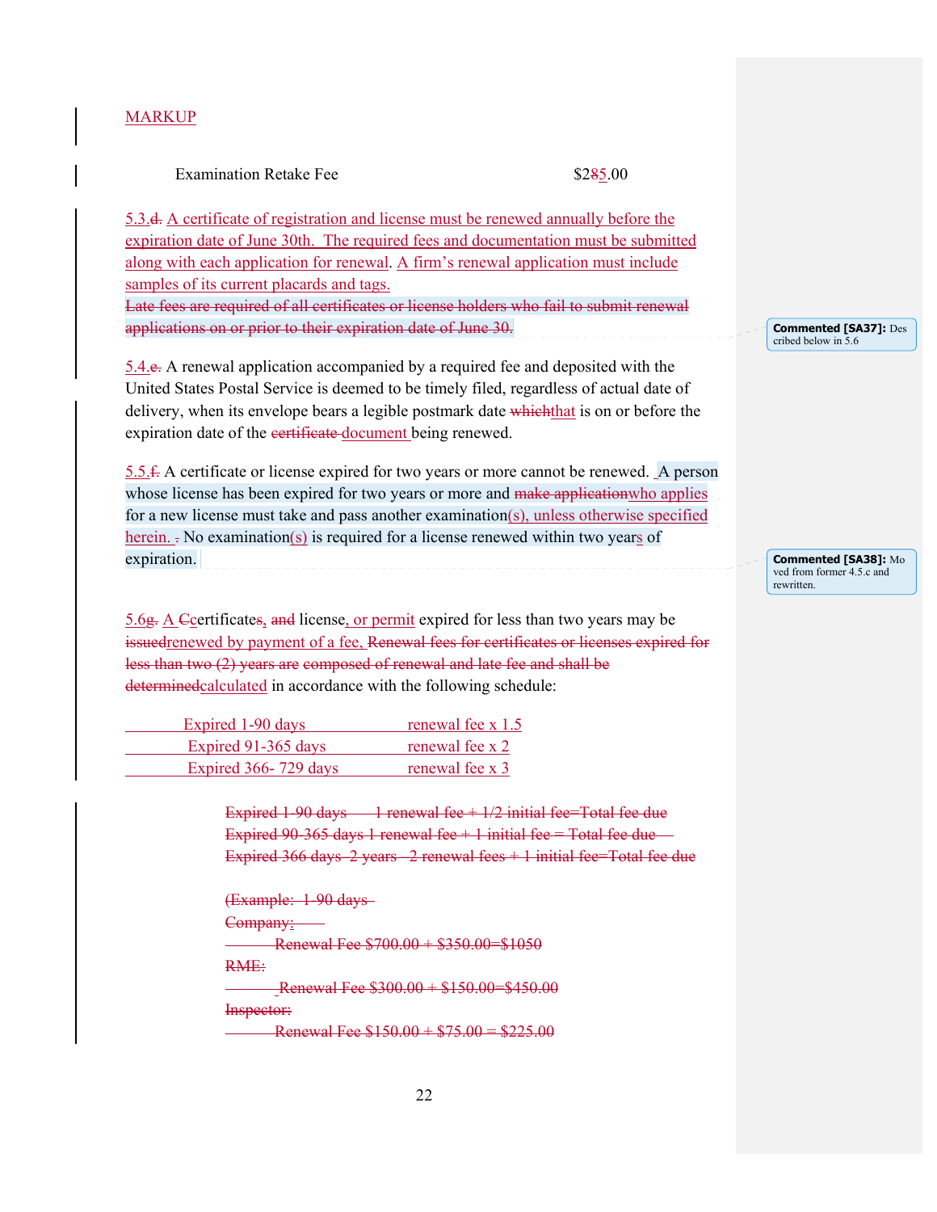MARKUP

Examination Retake Fee $2~~8~~5.00

5.3.~~d.~~ A certificate of registration and license must be renewed annually before the expiration date of June 30th. The required fees and documentation must be submitted along with each application for renewal. A firm's renewal application must include samples of its current placards and tags.

~~Late fees are required of all certificates or license holders who fail to submit renewal applications on or prior to their expiration date of June 30.~~

Commented [SA37]: Described below in 5.6

5.4.~~e.~~ A renewal application accompanied by a required fee and deposited with the United States Postal Service is deemed to be timely filed, regardless of actual date of delivery, when its envelope bears a legible postmark date ~~which~~that is on or before the expiration date of the ~~certificate~~ document being renewed.

5.5.~~f.~~ A certificate or license expired for two years or more cannot be renewed. A person whose license has been expired for two years or more and ~~make application~~who applies for a new license must take and pass another examination(s), unless otherwise specified herein. No examination(s) is required for a license renewed within two years of expiration.

Commented [SA38]: Moved from former 4.5.c and rewritten.

5.6~~g.~~ A ~~C~~certificate~~s,~~ ~~and~~ license, or permit expired for less than two years may be ~~issued~~renewed by payment of a fee. ~~Renewal fees for certificates or licenses expired for less than two (2) years are composed of renewal and late fee and shall be determined~~calculated in accordance with the following schedule:

| | |
|---|---|
| Expired 1-90 days | renewal fee x 1.5 |
| Expired 91-365 days | renewal fee x 2 |
| Expired 366- 729 days | renewal fee x 3 |

~~Expired 1-90 days 1 renewal fee + 1/2 initial fee=Total fee due~~
~~Expired 90-365 days 1 renewal fee + 1 initial fee = Total fee due~~
~~Expired 366 days–2 years 2 renewal fees + 1 initial fee=Total fee due~~

~~(Example: 1-90 days~~
~~Company:~~
~~Renewal Fee $700.00 + $350.00=$1050~~
~~RME:~~
~~Renewal Fee $300.00 + $150.00=$450.00~~
~~Inspector:~~
~~Renewal Fee $150.00 + $75.00 = $225.00~~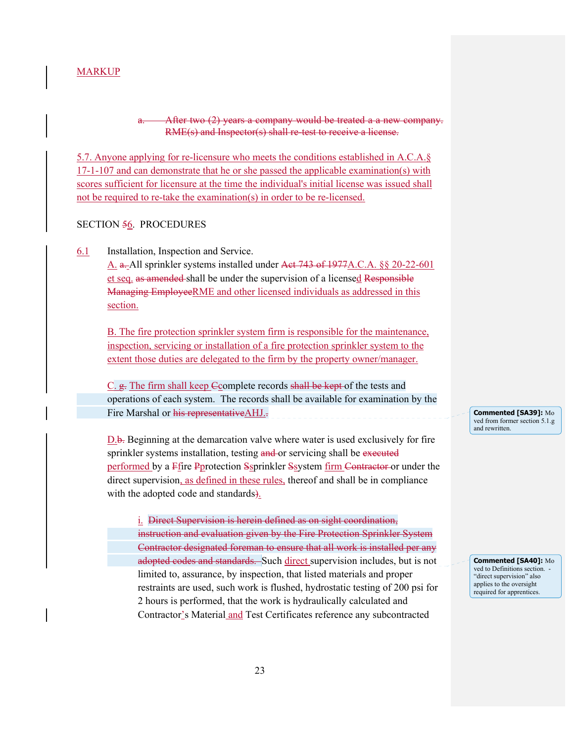MARKUP

~~a. After two (2) years a company would be treated a a new company. RME(s) and Inspector(s) shall re-test to receive a license.~~

5.7. Anyone applying for re-licensure who meets the conditions established in A.C.A.§ 17-1-107 and can demonstrate that he or she passed the applicable examination(s) with scores sufficient for licensure at the time the individual's initial license was issued shall not be required to re-take the examination(s) in order to be re-licensed.

SECTION ~~5~~6. PROCEDURES

6.1 Installation, Inspection and Service.

A. ~~a.~~ All sprinkler systems installed under ~~Act 743 of 1977~~A.C.A. §§ 20-22-601 et seq. ~~as amended~~ shall be under the supervision of a licensed ~~Responsible Managing Employee~~RME and other licensed individuals as addressed in this section.

B. The fire protection sprinkler system firm is responsible for the maintenance, inspection, servicing or installation of a fire protection sprinkler system to the extent those duties are delegated to the firm by the property owner/manager.

C. ~~g.~~ The firm shall keep ~~C~~complete records ~~shall be kept~~ of the tests and operations of each system. The records shall be available for examination by the Fire Marshal or ~~his representative~~AHJ.~~.~~

D.~~b.~~ Beginning at the demarcation valve where water is used exclusively for fire sprinkler systems installation, testing ~~and~~ or servicing shall be ~~executed~~ performed by a ~~F~~fire ~~P~~protection ~~S~~sprinkler ~~S~~system firm ~~Contractor~~ or under the direct supervision, as defined in these rules, thereof and shall be in compliance with the adopted code and standards~~)~~.

i. ~~Direct Supervision is herein defined as on sight coordination, instruction and evaluation given by the Fire Protection Sprinkler System Contractor designated foreman to ensure that all work is installed per any adopted codes and standards.~~ Such direct supervision includes, but is not limited to, assurance, by inspection, that listed materials and proper restraints are used, such work is flushed, hydrostatic testing of 200 psi for 2 hours is performed, that the work is hydraulically calculated and Contractor's Material and Test Certificates reference any subcontracted

**Commented [SA39]:** Moved from former section 5.1.g and rewritten.

**Commented [SA40]:** Moved to Definitions section. - "direct supervision" also applies to the oversight required for apprentices.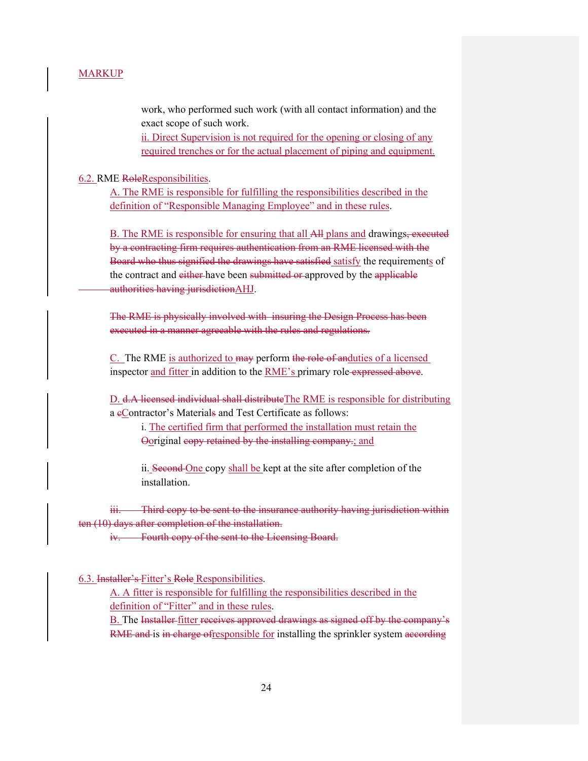MARKUP

work, who performed such work (with all contact information) and the exact scope of such work.

ii. Direct Supervision is not required for the opening or closing of any required trenches or for the actual placement of piping and equipment.

6.2. RME ~~Role~~Responsibilities.

A. The RME is responsible for fulfilling the responsibilities described in the definition of "Responsible Managing Employee" and in these rules.

B. The RME is responsible for ensuring that all ~~All~~ plans and drawings~~, executed by a contracting firm requires authentication from an RME licensed with the Board who thus signified the drawings have satisfied~~ satisfy the requirements of the contract and ~~either~~ have been ~~submitted or~~ approved by the ~~applicable authorities having jurisdiction~~AHJ.

~~The RME is physically involved with insuring the Design Process has been executed in a manner agreeable with the rules and regulations.~~

C. The RME is authorized to ~~may~~ perform ~~the role of an~~duties of a licensed inspector and fitter in addition to the RME's primary role~~ expressed above~~.

D. ~~d.A licensed individual shall distribute~~The RME is responsible for distributing a ~~c~~Contractor's Material~~s~~ and Test Certificate as follows:

i. The certified firm that performed the installation must retain the ~~O~~original ~~copy retained by the installing company.~~; and

ii. ~~Second~~ One copy shall be kept at the site after completion of the installation.

~~iii. Third copy to be sent to the insurance authority having jurisdiction within ten (10) days after completion of the installation.~~

~~iv. Fourth copy of the sent to the Licensing Board.~~

6.3. ~~Installer's~~ Fitter's ~~Role~~ Responsibilities.

A. A fitter is responsible for fulfilling the responsibilities described in the definition of "Fitter" and in these rules.

B. The ~~Installer~~ fitter ~~receives approved drawings as signed off by the company's RME and~~ is ~~in charge of~~responsible for installing the sprinkler system ~~according~~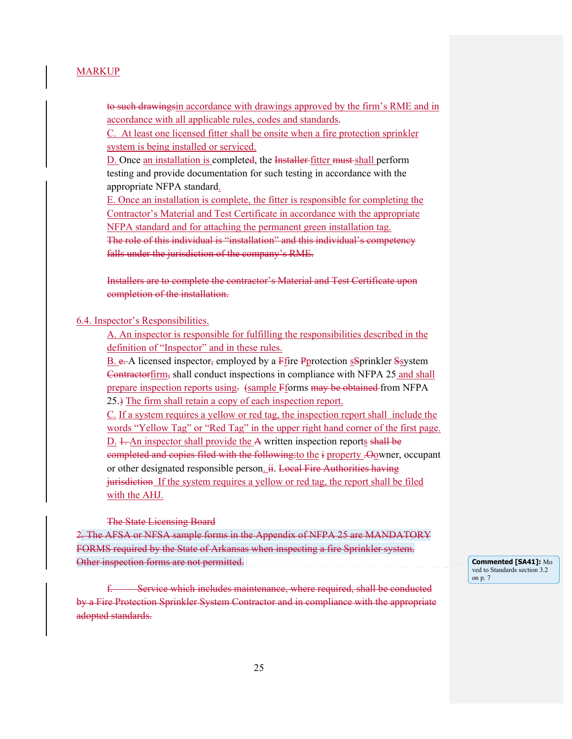MARKUP

to such drawingsin accordance with drawings approved by the firm's RME and in accordance with all applicable rules, codes and standards.

C. At least one licensed fitter shall be onsite when a fire protection sprinkler system is being installed or serviced.

D. Once an installation is completed, the Installer fitter must shall perform testing and provide documentation for such testing in accordance with the appropriate NFPA standard.

E. Once an installation is complete, the fitter is responsible for completing the Contractor's Material and Test Certificate in accordance with the appropriate NFPA standard and for attaching the permanent green installation tag.

The role of this individual is "installation" and this individual's competency falls under the jurisdiction of the company's RME.

Installers are to complete the contractor's Material and Test Certificate upon completion of the installation.

6.4. Inspector's Responsibilities.

A. An inspector is responsible for fulfilling the responsibilities described in the definition of "Inspector" and in these rules.

B. e. A licensed inspector, employed by a Ffire Pprotection sSprinkler Ssystem Contractorfirm, shall conduct inspections in compliance with NFPA 25 and shall prepare inspection reports using. (sample Fforms may be obtained from NFPA 25.) The firm shall retain a copy of each inspection report.

C. If a system requires a yellow or red tag, the inspection report shall include the words "Yellow Tag" or "Red Tag" in the upper right hand corner of the first page.

D. 1. An inspector shall provide the A written inspection reports shall be completed and copies filed with the following:to the i property .Oowner, occupant or other designated responsible person. ii. Local Fire Authorities having jurisdiction If the system requires a yellow or red tag, the report shall be filed with the AHJ.

The State Licensing Board

2. The AFSA or NFSA sample forms in the Appendix of NFPA 25 are MANDATORY FORMS required by the State of Arkansas when inspecting a fire Sprinkler system. Other inspection forms are not permitted.

Commented [SA41]: Moved to Standards section 3.2 on p. 7

f. Service which includes maintenance, where required, shall be conducted by a Fire Protection Sprinkler System Contractor and in compliance with the appropriate adopted standards.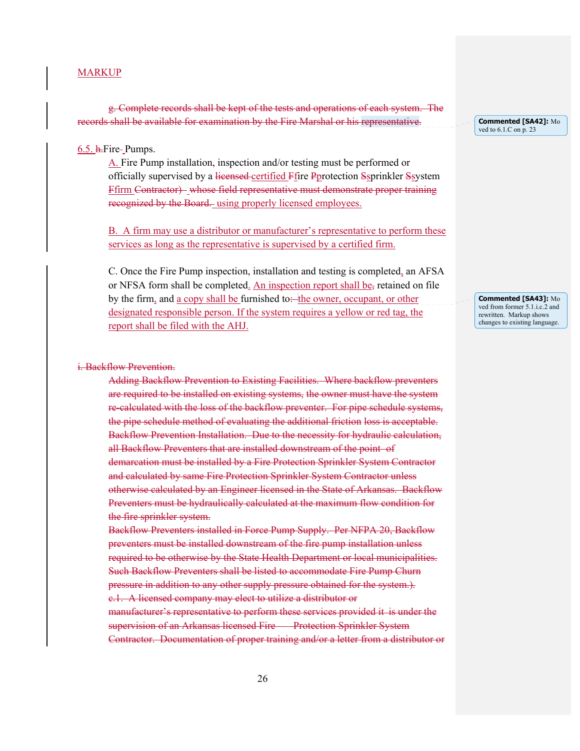MARKUP

~~g. Complete records shall be kept of the tests and operations of each system. The records shall be available for examination by the Fire Marshal or his representative.~~

Commented [SA42]: Moved to 6.1.C on p. 23

6.5. ~~h.~~Fire- Pumps.

A. Fire Pump installation, inspection and/or testing must be performed or officially supervised by a ~~licensed~~ certified ~~F~~fire ~~P~~protection ~~S~~sprinkler ~~S~~system ~~F~~firm ~~Contractor)~~ ~~whose field representative must demonstrate proper training recognized by the Board.~~ using properly licensed employees.

B. A firm may use a distributor or manufacturer's representative to perform these services as long as the representative is supervised by a certified firm.

C. Once the Fire Pump inspection, installation and testing is completed, an AFSA or NFSA form shall be completed. An inspection report shall be~~,~~ retained on file by the firm, and a copy shall be furnished to~~:~~ the owner, occupant, or other designated responsible person. If the system requires a yellow or red tag, the report shall be filed with the AHJ.

Commented [SA43]: Moved from former 5.1.i.c.2 and rewritten. Markup shows changes to existing language.

~~i. Backflow Prevention.~~

~~Adding Backflow Prevention to Existing Facilities. Where backflow preventers are required to be installed on existing systems, the owner must have the system re-calculated with the loss of the backflow preventer. For pipe schedule systems, the pipe schedule method of evaluating the additional friction loss is acceptable. Backflow Prevention Installation. Due to the necessity for hydraulic calculation, all Backflow Preventers that are installed downstream of the point of demarcation must be installed by a Fire Protection Sprinkler System Contractor and calculated by same Fire Protection Sprinkler System Contractor unless otherwise calculated by an Engineer licensed in the State of Arkansas. Backflow Preventers must be hydraulically calculated at the maximum flow condition for the fire sprinkler system.~~

~~Backflow Preventers installed in Force Pump Supply. Per NFPA 20, Backflow preventers must be installed downstream of the fire pump installation unless required to be otherwise by the State Health Department or local municipalities. Such Backflow Preventers shall be listed to accommodate Fire Pump Churn pressure in addition to any other supply pressure obtained for the system.).~~

~~c.1. A licensed company may elect to utilize a distributor or manufacturer's representative to perform these services provided it is under the supervision of an Arkansas licensed Fire Protection Sprinkler System Contractor. Documentation of proper training and/or a letter from a distributor or~~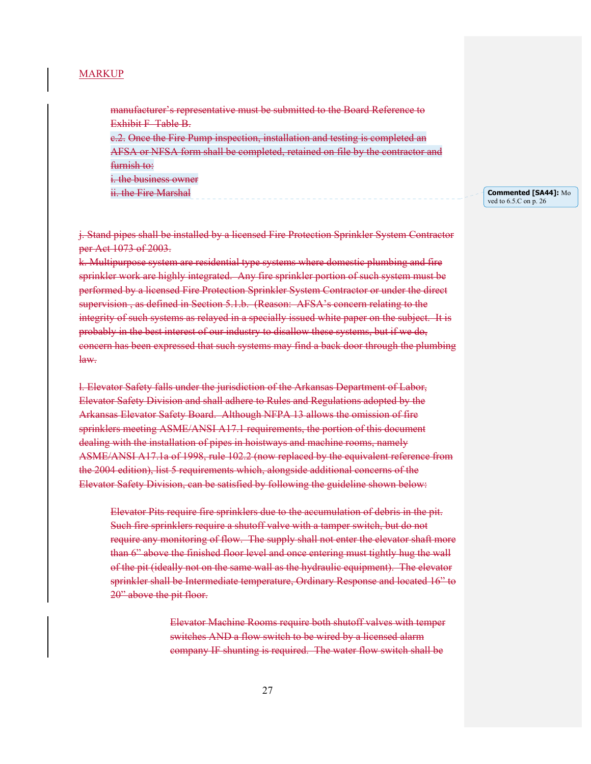MARKUP

~~manufacturer's representative must be submitted to the Board Reference to Exhibit F Table B.~~

~~c.2. Once the Fire Pump inspection, installation and testing is completed an AFSA or NFSA form shall be completed, retained on file by the contractor and furnish to:~~

~~i. the business owner~~

~~ii. the Fire Marshal~~

**Commented [SA44]:** Moved to 6.5.C on p. 26

~~j. Stand pipes shall be installed by a licensed Fire Protection Sprinkler System Contractor per Act 1073 of 2003.~~

~~k. Multipurpose system are residential type systems where domestic plumbing and fire sprinkler work are highly integrated. Any fire sprinkler portion of such system must be performed by a licensed Fire Protection Sprinkler System Contractor or under the direct supervision , as defined in Section 5.1.b. (Reason: AFSA's concern relating to the integrity of such systems as relayed in a specially issued white paper on the subject. It is probably in the best interest of our industry to disallow these systems, but if we do, concern has been expressed that such systems may find a back door through the plumbing law.~~

~~l. Elevator Safety falls under the jurisdiction of the Arkansas Department of Labor, Elevator Safety Division and shall adhere to Rules and Regulations adopted by the Arkansas Elevator Safety Board. Although NFPA 13 allows the omission of fire sprinklers meeting ASME/ANSI A17.1 requirements, the portion of this document dealing with the installation of pipes in hoistways and machine rooms, namely ASME/ANSI A17.1a of 1998, rule 102.2 (now replaced by the equivalent reference from the 2004 edition), list 5 requirements which, alongside additional concerns of the Elevator Safety Division, can be satisfied by following the guideline shown below:~~

~~Elevator Pits require fire sprinklers due to the accumulation of debris in the pit. Such fire sprinklers require a shutoff valve with a tamper switch, but do not require any monitoring of flow. The supply shall not enter the elevator shaft more than 6" above the finished floor level and once entering must tightly hug the wall of the pit (ideally not on the same wall as the hydraulic equipment). The elevator sprinkler shall be Intermediate temperature, Ordinary Response and located 16" to 20" above the pit floor.~~

~~Elevator Machine Rooms require both shutoff valves with temper switches AND a flow switch to be wired by a licensed alarm company IF shunting is required. The water flow switch shall be~~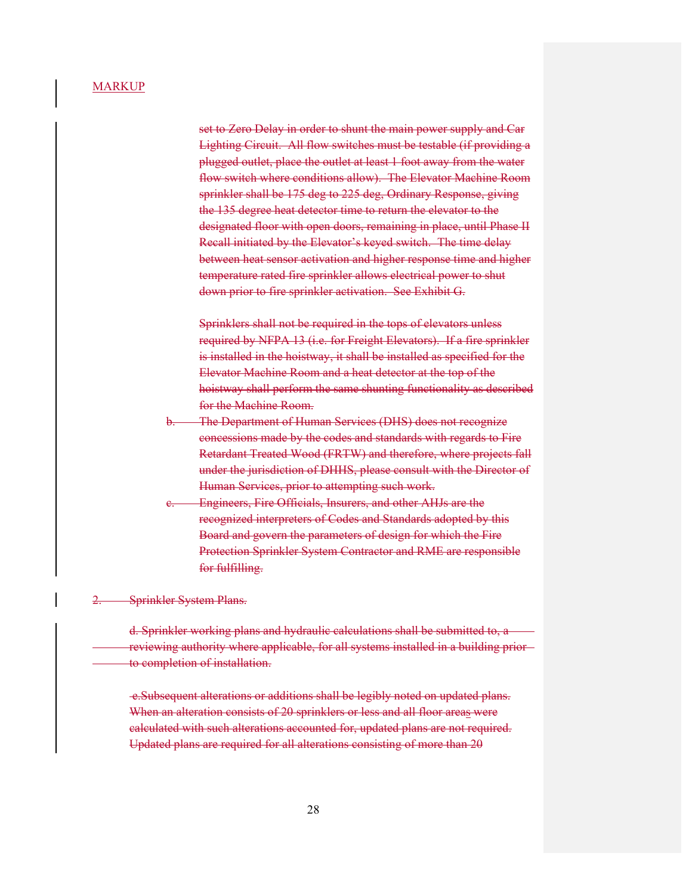MARKUP

~~set to Zero Delay in order to shunt the main power supply and Car Lighting Circuit. All flow switches must be testable (if providing a plugged outlet, place the outlet at least 1 foot away from the water flow switch where conditions allow). The Elevator Machine Room sprinkler shall be 175 deg to 225 deg, Ordinary Response, giving the 135 degree heat detector time to return the elevator to the designated floor with open doors, remaining in place, until Phase II Recall initiated by the Elevator's keyed switch. The time delay between heat sensor activation and higher response time and higher temperature rated fire sprinkler allows electrical power to shut down prior to fire sprinkler activation. See Exhibit G.~~

~~Sprinklers shall not be required in the tops of elevators unless required by NFPA 13 (i.e. for Freight Elevators). If a fire sprinkler is installed in the hoistway, it shall be installed as specified for the Elevator Machine Room and a heat detector at the top of the hoistway shall perform the same shunting functionality as described for the Machine Room.~~

~~b. The Department of Human Services (DHS) does not recognize concessions made by the codes and standards with regards to Fire Retardant Treated Wood (FRTW) and therefore, where projects fall under the jurisdiction of DHHS, please consult with the Director of Human Services, prior to attempting such work.~~

~~c. Engineers, Fire Officials, Insurers, and other AHJs are the recognized interpreters of Codes and Standards adopted by this Board and govern the parameters of design for which the Fire Protection Sprinkler System Contractor and RME are responsible for fulfilling.~~

~~2. Sprinkler System Plans.~~

~~d. Sprinkler working plans and hydraulic calculations shall be submitted to, a reviewing authority where applicable, for all systems installed in a building prior to completion of installation.~~

~~e.Subsequent alterations or additions shall be legibly noted on updated plans. When an alteration consists of 20 sprinklers or less and all floor areas were calculated with such alterations accounted for, updated plans are not required. Updated plans are required for all alterations consisting of more than 20~~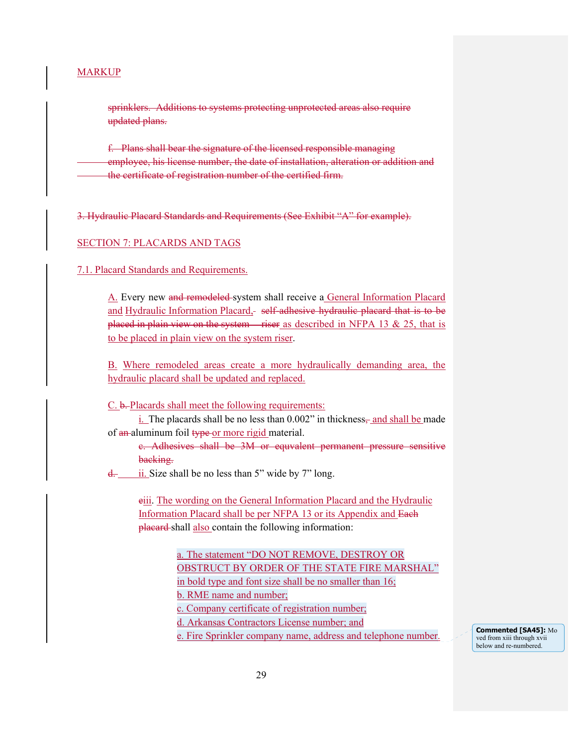MARKUP

~~sprinklers. Additions to systems protecting unprotected areas also require updated plans.~~

~~f. Plans shall bear the signature of the licensed responsible managing employee, his license number, the date of installation, alteration or addition and the certificate of registration number of the certified firm.~~

~~3. Hydraulic Placard Standards and Requirements (See Exhibit "A" for example).~~

SECTION 7: PLACARDS AND TAGS

7.1. Placard Standards and Requirements.

A. Every new ~~and remodeled~~ system shall receive a General Information Placard and Hydraulic Information Placard, ~~self adhesive hydraulic placard that is to be placed in plain view on the system riser~~ as described in NFPA 13 & 25, that is to be placed in plain view on the system riser.

B. Where remodeled areas create a more hydraulically demanding area, the hydraulic placard shall be updated and replaced.

C. ~~b.~~ Placards shall meet the following requirements:

i. The placards shall be no less than 0.002" in thickness, and shall be made of ~~an~~ aluminum foil ~~type~~ or more rigid material.

~~c. Adhesives shall be 3M or equvalent permanent pressure sensitive backing.~~

~~d.~~ ii. Size shall be no less than 5" wide by 7" long.

~~e~~iii. The wording on the General Information Placard and the Hydraulic Information Placard shall be per NFPA 13 or its Appendix and ~~Each placard~~ shall also contain the following information:

a. The statement "DO NOT REMOVE, DESTROY OR OBSTRUCT BY ORDER OF THE STATE FIRE MARSHAL" in bold type and font size shall be no smaller than 16;
b. RME name and number;
c. Company certificate of registration number;
d. Arkansas Contractors License number; and
e. Fire Sprinkler company name, address and telephone number.

**Commented [SA45]:** Moved from xiii through xvii below and re-numbered.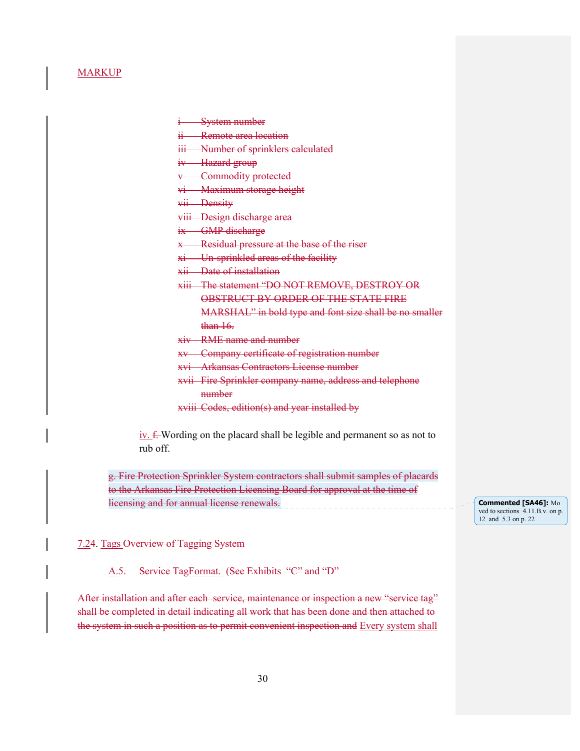MARKUP

~~i System number~~
~~ii Remote area location~~
~~iii Number of sprinklers calculated~~
~~iv Hazard group~~
~~v Commodity protected~~
~~vi Maximum storage height~~
~~vii Density~~
~~viii Design discharge area~~
~~ix GMP discharge~~
~~x Residual pressure at the base of the riser~~
~~xi Un-sprinkled areas of the facility~~
~~xii Date of installation~~
~~xiii The statement "DO NOT REMOVE, DESTROY OR OBSTRUCT BY ORDER OF THE STATE FIRE MARSHAL" in bold type and font size shall be no smaller than 16.~~
~~xiv RME name and number~~
~~xv Company certificate of registration number~~
~~xvi Arkansas Contractors License number~~
~~xvii Fire Sprinkler company name, address and telephone number~~
~~xviii Codes, edition(s) and year installed by~~

iv. ~~f.~~ Wording on the placard shall be legible and permanent so as not to rub off.

~~g. Fire Protection Sprinkler System contractors shall submit samples of placards to the Arkansas Fire Protection Licensing Board for approval at the time of licensing and for annual license renewals.~~

**Commented [SA46]:** Moved to sections 4.11.B.v. on p. 12 and 5.3 on p. 22

7.2~~4~~. Tags ~~Overview of Tagging System~~

A.~~5.~~ ~~Service Tag~~Format. ~~(See Exhibits "C" and "D"~~

~~After installation and after each service, maintenance or inspection a new "service tag" shall be completed in detail indicating all work that has been done and then attached to the system in such a position as to permit convenient inspection and~~ Every system shall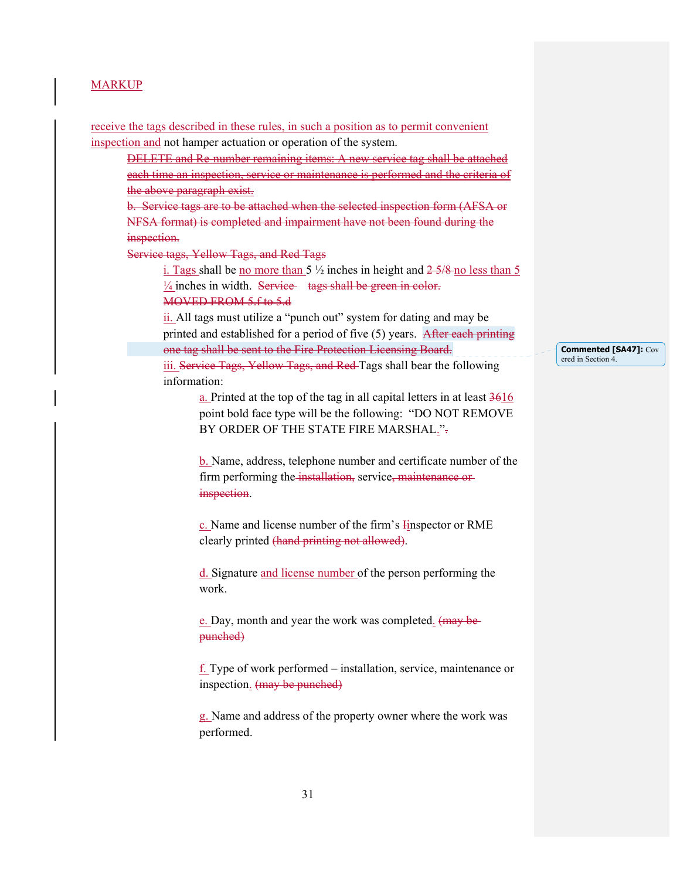MARKUP

receive the tags described in these rules, in such a position as to permit convenient inspection and not hamper actuation or operation of the system.

~~DELETE and Re-number remaining items: A new service tag shall be attached each time an inspection, service or maintenance is performed and the criteria of the above paragraph exist.~~

~~b. Service tags are to be attached when the selected inspection form (AFSA or NFSA format) is completed and impairment have not been found during the inspection.~~

~~Service tags, Yellow Tags, and Red Tags~~

i. Tags shall be no more than 5 ½ inches in height and ~~2 5/8~~ no less than 5 ¼ inches in width. ~~Service tags shall be green in color.~~
~~MOVED FROM 5.f to 5.d~~

ii. All tags must utilize a "punch out" system for dating and may be printed and established for a period of five (5) years. ~~After each printing one tag shall be sent to the Fire Protection Licensing Board.~~

iii. ~~Service Tags, Yellow Tags, and Red~~ Tags shall bear the following information:

a. Printed at the top of the tag in all capital letters in at least ~~36~~16 point bold face type will be the following: "DO NOT REMOVE BY ORDER OF THE STATE FIRE MARSHAL."~~.~~

b. Name, address, telephone number and certificate number of the firm performing the ~~installation,~~ service~~, maintenance or inspection~~.

c. Name and license number of the firm's ~~I~~inspector or RME clearly printed ~~(hand printing not allowed)~~.

d. Signature and license number of the person performing the work.

e. Day, month and year the work was completed. ~~(may be punched)~~

f. Type of work performed – installation, service, maintenance or inspection. ~~(may be punched)~~

g. Name and address of the property owner where the work was performed.

Commented [SA47]: Covered in Section 4.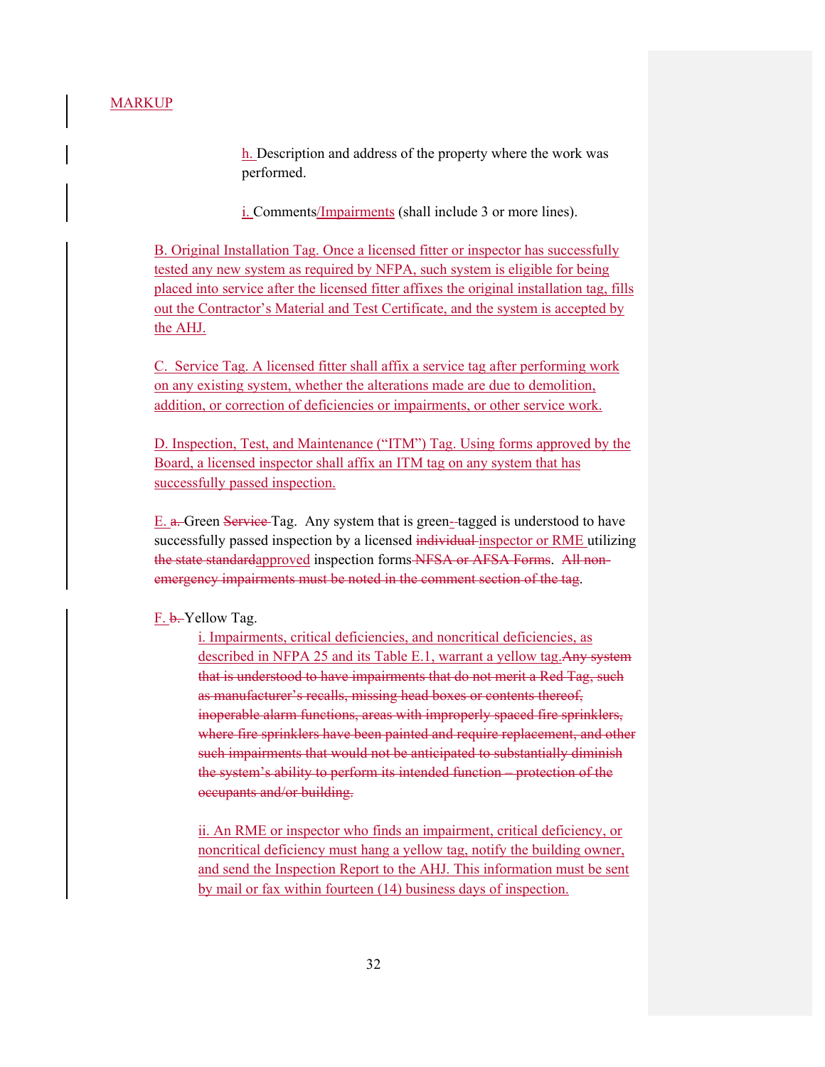MARKUP

h. Description and address of the property where the work was performed.

i. Comments/Impairments (shall include 3 or more lines).

B. Original Installation Tag. Once a licensed fitter or inspector has successfully tested any new system as required by NFPA, such system is eligible for being placed into service after the licensed fitter affixes the original installation tag, fills out the Contractor's Material and Test Certificate, and the system is accepted by the AHJ.

C. Service Tag. A licensed fitter shall affix a service tag after performing work on any existing system, whether the alterations made are due to demolition, addition, or correction of deficiencies or impairments, or other service work.

D. Inspection, Test, and Maintenance ("ITM") Tag. Using forms approved by the Board, a licensed inspector shall affix an ITM tag on any system that has successfully passed inspection.

E. ~~a.~~ Green ~~Service~~ Tag. Any system that is green-~~-~~tagged is understood to have successfully passed inspection by a licensed ~~individual~~ inspector or RME utilizing ~~the state standard~~approved inspection forms ~~NFSA or AFSA Forms~~. ~~All non-emergency impairments must be noted in the comment section of the tag~~.

F. ~~b.~~ Yellow Tag.

i. Impairments, critical deficiencies, and noncritical deficiencies, as described in NFPA 25 and its Table E.1, warrant a yellow tag.~~Any system that is understood to have impairments that do not merit a Red Tag, such as manufacturer's recalls, missing head boxes or contents thereof, inoperable alarm functions, areas with improperly spaced fire sprinklers, where fire sprinklers have been painted and require replacement, and other such impairments that would not be anticipated to substantially diminish the system's ability to perform its intended function – protection of the occupants and/or building.~~

ii. An RME or inspector who finds an impairment, critical deficiency, or noncritical deficiency must hang a yellow tag, notify the building owner, and send the Inspection Report to the AHJ. This information must be sent by mail or fax within fourteen (14) business days of inspection.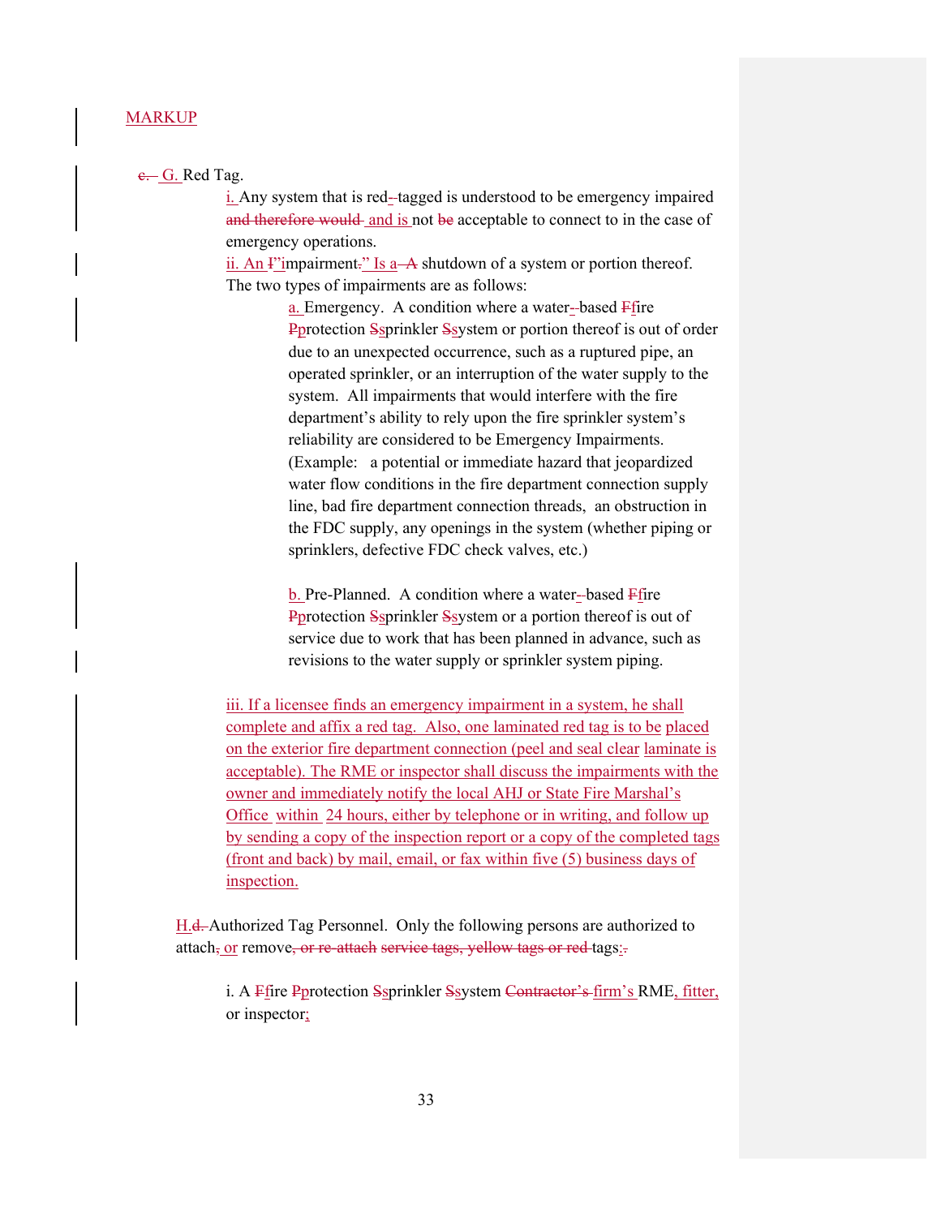MARKUP

c. G. Red Tag.

i. Any system that is red--tagged is understood to be emergency impaired and therefore would and is not be acceptable to connect to in the case of emergency operations.

ii. An I"impairment." Is a A shutdown of a system or portion thereof. The two types of impairments are as follows:

a. Emergency. A condition where a water--based Ffire Pprotection Ssprinkler Ssystem or portion thereof is out of order due to an unexpected occurrence, such as a ruptured pipe, an operated sprinkler, or an interruption of the water supply to the system. All impairments that would interfere with the fire department's ability to rely upon the fire sprinkler system's reliability are considered to be Emergency Impairments. (Example: a potential or immediate hazard that jeopardized water flow conditions in the fire department connection supply line, bad fire department connection threads, an obstruction in the FDC supply, any openings in the system (whether piping or sprinklers, defective FDC check valves, etc.)

b. Pre-Planned. A condition where a water--based Ffire Pprotection Ssprinkler Ssystem or a portion thereof is out of service due to work that has been planned in advance, such as revisions to the water supply or sprinkler system piping.

iii. If a licensee finds an emergency impairment in a system, he shall complete and affix a red tag. Also, one laminated red tag is to be placed on the exterior fire department connection (peel and seal clear laminate is acceptable). The RME or inspector shall discuss the impairments with the owner and immediately notify the local AHJ or State Fire Marshal's Office within 24 hours, either by telephone or in writing, and follow up by sending a copy of the inspection report or a copy of the completed tags (front and back) by mail, email, or fax within five (5) business days of inspection.

H.d. Authorized Tag Personnel. Only the following persons are authorized to attach, or remove, or re-attach service tags, yellow tags or red tags:.

i. A Ffire Pprotection Ssprinkler Ssystem Contractor's firm's RME, fitter, or inspector;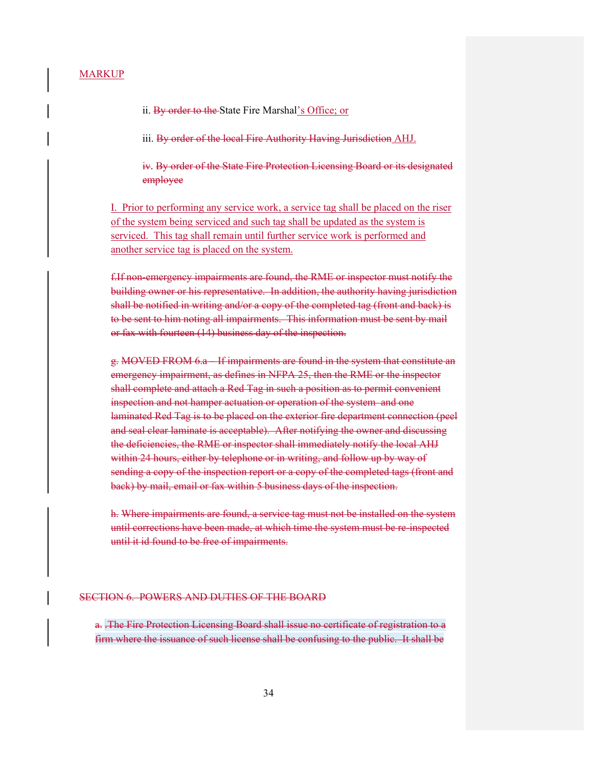MARKUP

ii. ~~By order to the~~ State Fire Marshal's Office; or

iii. ~~By order of the local Fire Authority Having Jurisdiction~~ AHJ.

~~iv. By order of the State Fire Protection Licensing Board or its designated employee~~

I. Prior to performing any service work, a service tag shall be placed on the riser of the system being serviced and such tag shall be updated as the system is serviced. This tag shall remain until further service work is performed and another service tag is placed on the system.

~~f.If non-emergency impairments are found, the RME or inspector must notify the building owner or his representative. In addition, the authority having jurisdiction shall be notified in writing and/or a copy of the completed tag (front and back) is to be sent to him noting all impairments. This information must be sent by mail or fax with fourteen (14) business day of the inspection.~~

~~g. MOVED FROM 6.a – If impairments are found in the system that constitute an emergency impairment, as defines in NFPA 25, then the RME or the inspector shall complete and attach a Red Tag in such a position as to permit convenient inspection and not hamper actuation or operation of the system and one laminated Red Tag is to be placed on the exterior fire department connection (peel and seal clear laminate is acceptable). After notifying the owner and discussing the deficiencies, the RME or inspector shall immediately notify the local AHJ within 24 hours, either by telephone or in writing, and follow up by way of sending a copy of the inspection report or a copy of the completed tags (front and back) by mail, email or fax within 5 business days of the inspection.~~

~~h. Where impairments are found, a service tag must not be installed on the system until corrections have been made, at which time the system must be re-inspected until it id found to be free of impairments.~~

~~SECTION 6. POWERS AND DUTIES OF THE BOARD~~

~~a. .The Fire Protection Licensing Board shall issue no certificate of registration to a firm where the issuance of such license shall be confusing to the public. It shall be~~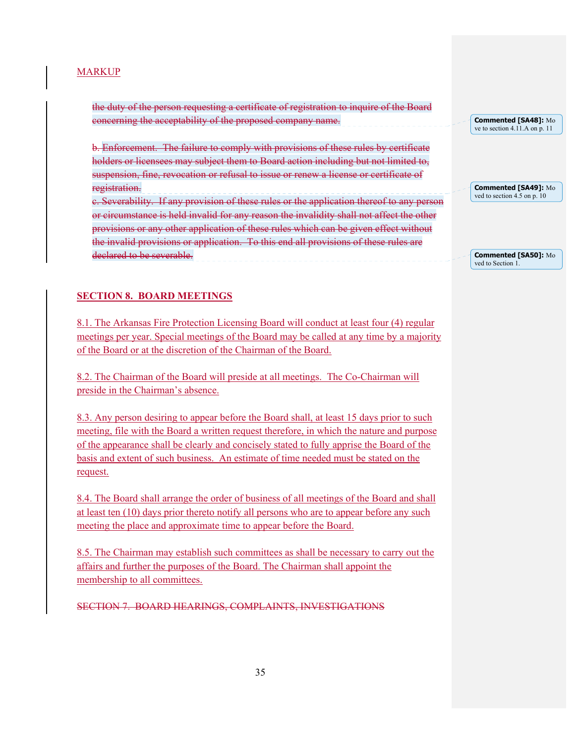MARKUP

~~the duty of the person requesting a certificate of registration to inquire of the Board concerning the acceptability of the proposed company name.~~

~~b. Enforcement. The failure to comply with provisions of these rules by certificate holders or licensees may subject them to Board action including but not limited to, suspension, fine, revocation or refusal to issue or renew a license or certificate of registration.~~

~~c. Severability. If any provision of these rules or the application thereof to any person or circumstance is held invalid for any reason the invalidity shall not affect the other provisions or any other application of these rules which can be given effect without the invalid provisions or application. To this end all provisions of these rules are declared to be severable.~~

**Commented [SA48]:** Move to section 4.11.A on p. 11

**Commented [SA49]:** Moved to section 4.5 on p. 10

**Commented [SA50]:** Moved to Section 1.

## SECTION 8. BOARD MEETINGS

8.1. The Arkansas Fire Protection Licensing Board will conduct at least four (4) regular meetings per year. Special meetings of the Board may be called at any time by a majority of the Board or at the discretion of the Chairman of the Board.

8.2. The Chairman of the Board will preside at all meetings. The Co-Chairman will preside in the Chairman's absence.

8.3. Any person desiring to appear before the Board shall, at least 15 days prior to such meeting, file with the Board a written request therefore, in which the nature and purpose of the appearance shall be clearly and concisely stated to fully apprise the Board of the basis and extent of such business. An estimate of time needed must be stated on the request.

8.4. The Board shall arrange the order of business of all meetings of the Board and shall at least ten (10) days prior thereto notify all persons who are to appear before any such meeting the place and approximate time to appear before the Board.

8.5. The Chairman may establish such committees as shall be necessary to carry out the affairs and further the purposes of the Board. The Chairman shall appoint the membership to all committees.

~~SECTION 7. BOARD HEARINGS, COMPLAINTS, INVESTIGATIONS~~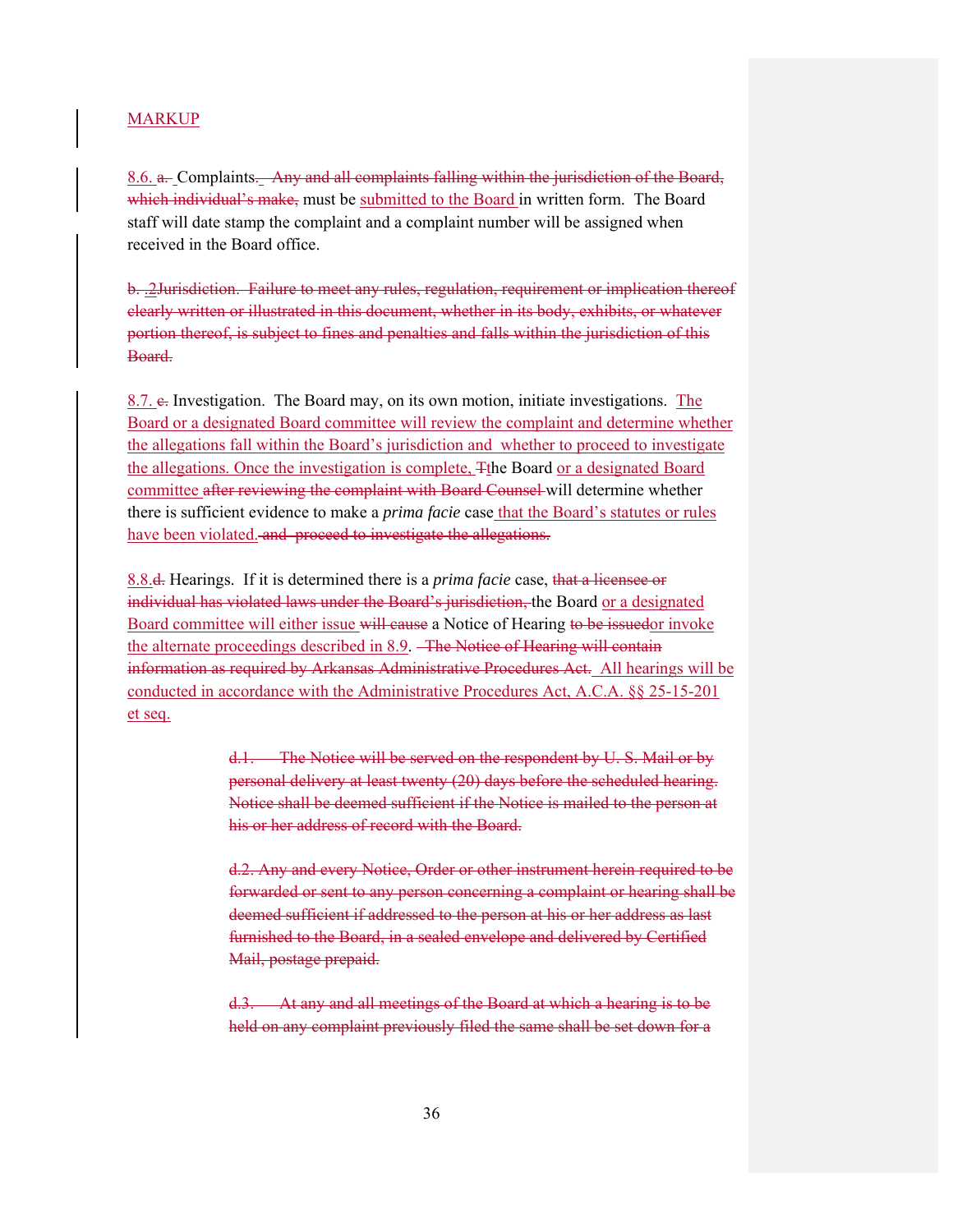MARKUP

8.6. ~~a.~~ Complaints. ~~Any and all complaints falling within the jurisdiction of the Board, which individual's make,~~ must be submitted to the Board in written form. The Board staff will date stamp the complaint and a complaint number will be assigned when received in the Board office.

~~b. .2Jurisdiction. Failure to meet any rules, regulation, requirement or implication thereof clearly written or illustrated in this document, whether in its body, exhibits, or whatever portion thereof, is subject to fines and penalties and falls within the jurisdiction of this Board.~~

8.7. ~~c.~~ Investigation. The Board may, on its own motion, initiate investigations. The Board or a designated Board committee will review the complaint and determine whether the allegations fall within the Board's jurisdiction and whether to proceed to investigate the allegations. Once the investigation is complete, ~~T~~the Board or a designated Board committee ~~after reviewing the complaint with Board Counsel~~ will determine whether there is sufficient evidence to make a *prima facie* case that the Board's statutes or rules have been violated. ~~and proceed to investigate the allegations.~~

8.8.~~d.~~ Hearings. If it is determined there is a *prima facie* case, ~~that a licensee or individual has violated laws under the Board's jurisdiction,~~ the Board or a designated Board committee will either issue ~~will cause~~ a Notice of Hearing ~~to be issued~~or invoke the alternate proceedings described in 8.9. ~~The Notice of Hearing will contain information as required by Arkansas Administrative Procedures Act.~~ All hearings will be conducted in accordance with the Administrative Procedures Act, A.C.A. §§ 25-15-201 et seq.

> ~~d.1. The Notice will be served on the respondent by U. S. Mail or by personal delivery at least twenty (20) days before the scheduled hearing. Notice shall be deemed sufficient if the Notice is mailed to the person at his or her address of record with the Board.~~
>
> ~~d.2. Any and every Notice, Order or other instrument herein required to be forwarded or sent to any person concerning a complaint or hearing shall be deemed sufficient if addressed to the person at his or her address as last furnished to the Board, in a sealed envelope and delivered by Certified Mail, postage prepaid.~~
>
> ~~d.3. At any and all meetings of the Board at which a hearing is to be held on any complaint previously filed the same shall be set down for a~~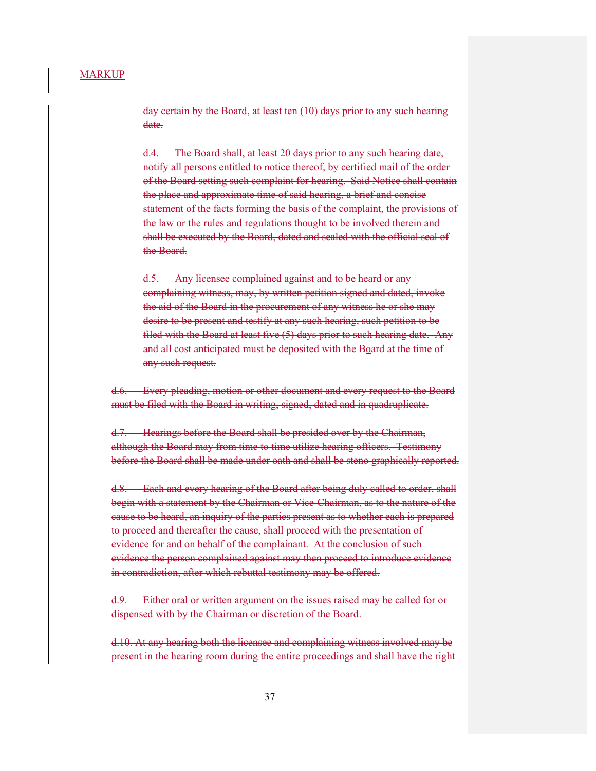MARKUP

~~day certain by the Board, at least ten (10) days prior to any such hearing date.~~

~~d.4. The Board shall, at least 20 days prior to any such hearing date, notify all persons entitled to notice thereof, by certified mail of the order of the Board setting such complaint for hearing. Said Notice shall contain the place and approximate time of said hearing, a brief and concise statement of the facts forming the basis of the complaint, the provisions of the law or the rules and regulations thought to be involved therein and shall be executed by the Board, dated and sealed with the official seal of the Board.~~

~~d.5. Any licensee complained against and to be heard or any complaining witness, may, by written petition signed and dated, invoke the aid of the Board in the procurement of any witness he or she may desire to be present and testify at any such hearing, such petition to be filed with the Board at least five (5) days prior to such hearing date. Any and all cost anticipated must be deposited with the Board at the time of any such request.~~

~~d.6. Every pleading, motion or other document and every request to the Board must be filed with the Board in writing, signed, dated and in quadruplicate.~~

~~d.7. Hearings before the Board shall be presided over by the Chairman, although the Board may from time to time utilize hearing officers. Testimony before the Board shall be made under oath and shall be steno graphically reported.~~

~~d.8. Each and every hearing of the Board after being duly called to order, shall begin with a statement by the Chairman or Vice-Chairman, as to the nature of the cause to be heard, an inquiry of the parties present as to whether each is prepared to proceed and thereafter the cause, shall proceed with the presentation of evidence for and on behalf of the complainant. At the conclusion of such evidence the person complained against may then proceed to introduce evidence in contradiction, after which rebuttal testimony may be offered.~~

~~d.9. Either oral or written argument on the issues raised may be called for or dispensed with by the Chairman or discretion of the Board.~~

~~d.10. At any hearing both the licensee and complaining witness involved may be present in the hearing room during the entire proceedings and shall have the right~~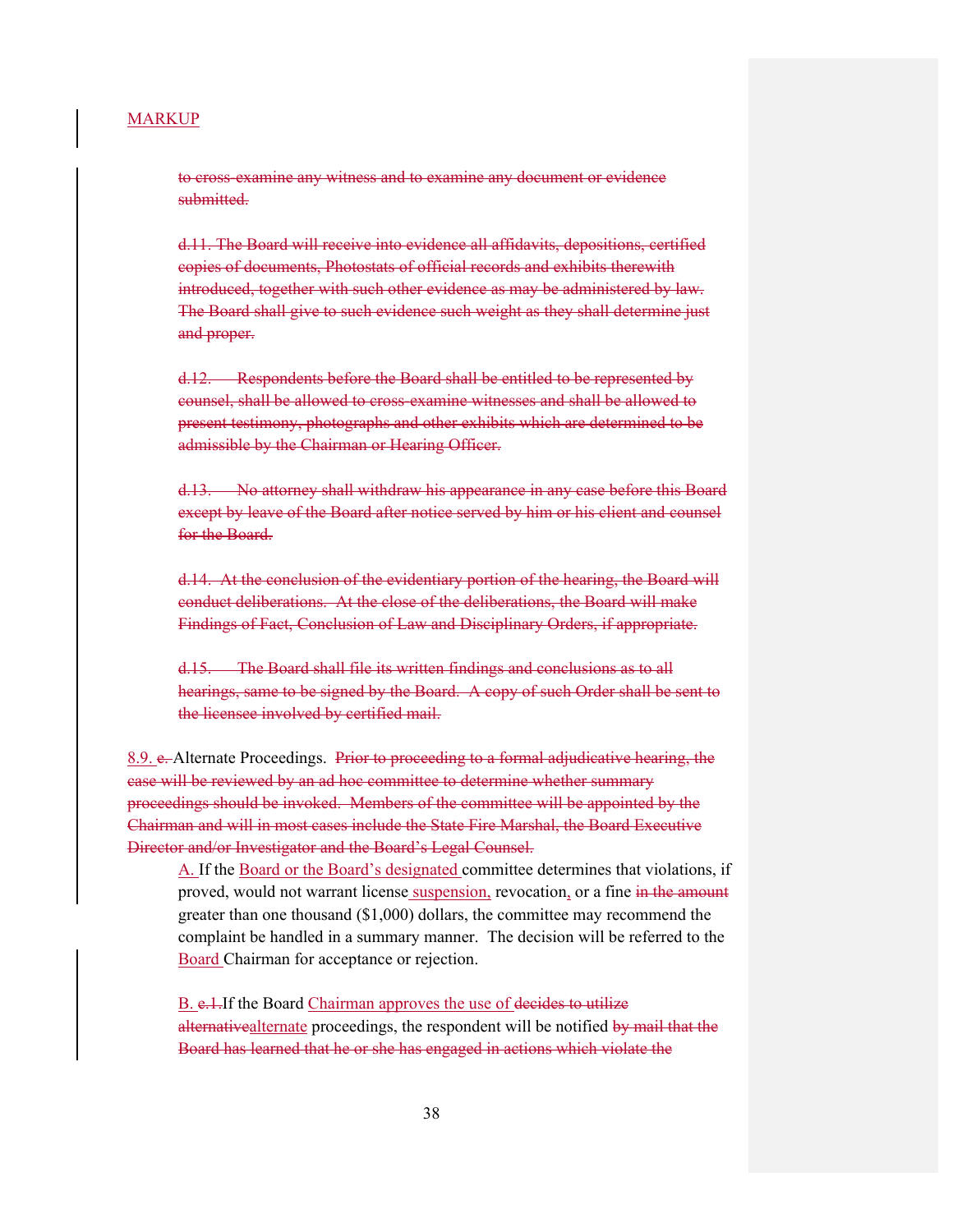MARKUP

~~to cross-examine any witness and to examine any document or evidence submitted.~~

~~d.11. The Board will receive into evidence all affidavits, depositions, certified copies of documents, Photostats of official records and exhibits therewith introduced, together with such other evidence as may be administered by law. The Board shall give to such evidence such weight as they shall determine just and proper.~~

~~d.12. Respondents before the Board shall be entitled to be represented by counsel, shall be allowed to cross-examine witnesses and shall be allowed to present testimony, photographs and other exhibits which are determined to be admissible by the Chairman or Hearing Officer.~~

~~d.13. No attorney shall withdraw his appearance in any case before this Board except by leave of the Board after notice served by him or his client and counsel for the Board.~~

~~d.14. At the conclusion of the evidentiary portion of the hearing, the Board will conduct deliberations. At the close of the deliberations, the Board will make Findings of Fact, Conclusion of Law and Disciplinary Orders, if appropriate.~~

~~d.15. The Board shall file its written findings and conclusions as to all hearings, same to be signed by the Board. A copy of such Order shall be sent to the licensee involved by certified mail.~~

8.9. ~~e.~~ Alternate Proceedings. ~~Prior to proceeding to a formal adjudicative hearing, the case will be reviewed by an ad hoc committee to determine whether summary proceedings should be invoked. Members of the committee will be appointed by the Chairman and will in most cases include the State Fire Marshal, the Board Executive Director and/or Investigator and the Board's Legal Counsel.~~

A. If the Board or the Board's designated committee determines that violations, if proved, would not warrant license suspension, revocation, or a fine ~~in the amount~~ greater than one thousand ($1,000) dollars, the committee may recommend the complaint be handled in a summary manner. The decision will be referred to the Board Chairman for acceptance or rejection.

B. ~~e.1.~~If the Board Chairman approves the use of ~~decides to utilize alternative~~alternate proceedings, the respondent will be notified ~~by mail that the Board has learned that he or she has engaged in actions which violate the~~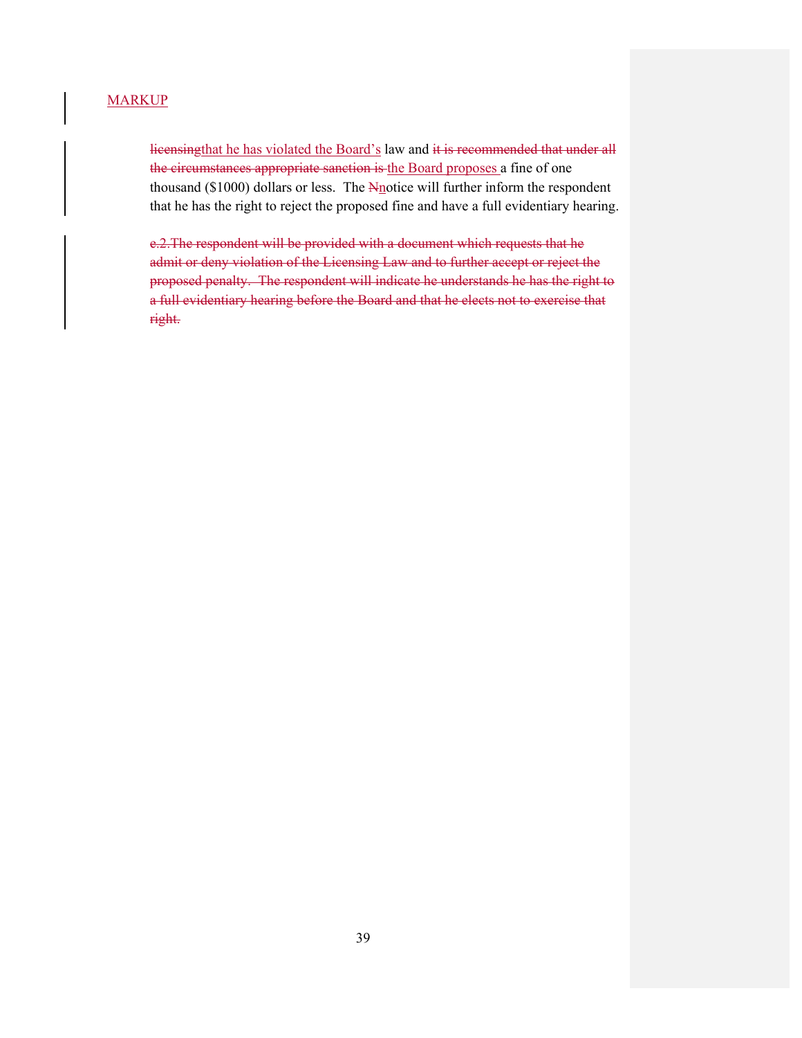MARKUP

~~licensing~~that he has violated the Board's law and ~~it is recommended that under all the circumstances appropriate sanction is~~ the Board proposes a fine of one thousand ($1000) dollars or less. The ~~N~~notice will further inform the respondent that he has the right to reject the proposed fine and have a full evidentiary hearing.

~~e.2.The respondent will be provided with a document which requests that he admit or deny violation of the Licensing Law and to further accept or reject the proposed penalty. The respondent will indicate he understands he has the right to a full evidentiary hearing before the Board and that he elects not to exercise that right.~~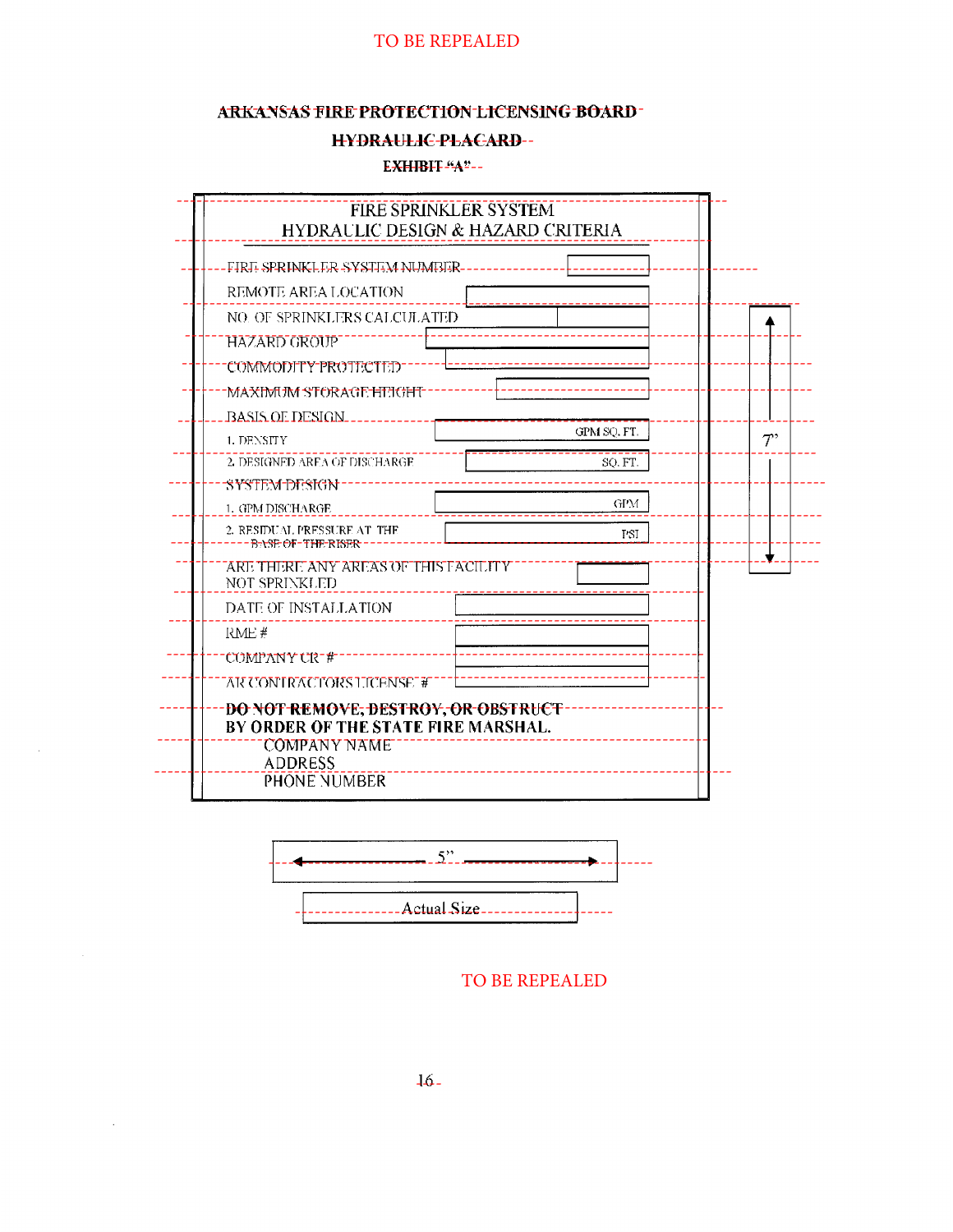TO BE REPEALED

**ARKANSAS FIRE PROTECTION LICENSING BOARD**

**HYDRAULIC PLACARD**

**EXHIBIT "A"**

FIRE SPRINKLER SYSTEM
HYDRAULIC DESIGN & HAZARD CRITERIA

| | |
|---|---|
| FIRE SPRINKLER SYSTEM NUMBER | |
| REMOTE AREA LOCATION | |
| NO. OF SPRINKLERS CALCULATED | |
| HAZARD GROUP | |
| COMMODITY PROTECTED | |
| MAXIMUM STORAGE HEIGHT | |
| BASIS OF DESIGN | |
| 1. DENSITY | GPM SQ. FT. |
| 2. DESIGNED AREA OF DISCHARGE | SQ. FT. |
| SYSTEM DESIGN | |
| 1. GPM DISCHARGE | GPM |
| 2. RESIDUAL PRESSURE AT THE BASE OF THE RISER | PSI |
| ARE THERE ANY AREAS OF THIS FACILITY NOT SPRINKLED | |
| DATE OF INSTALLATION | |
| RME # | |
| COMPANY CR # | |
| AR CONTRACTORS LICENSE # | |

**DO NOT REMOVE, DESTROY, OR OBSTRUCT BY ORDER OF THE STATE FIRE MARSHAL.**

COMPANY NAME
ADDRESS
PHONE NUMBER

7"

5"

Actual Size

TO BE REPEALED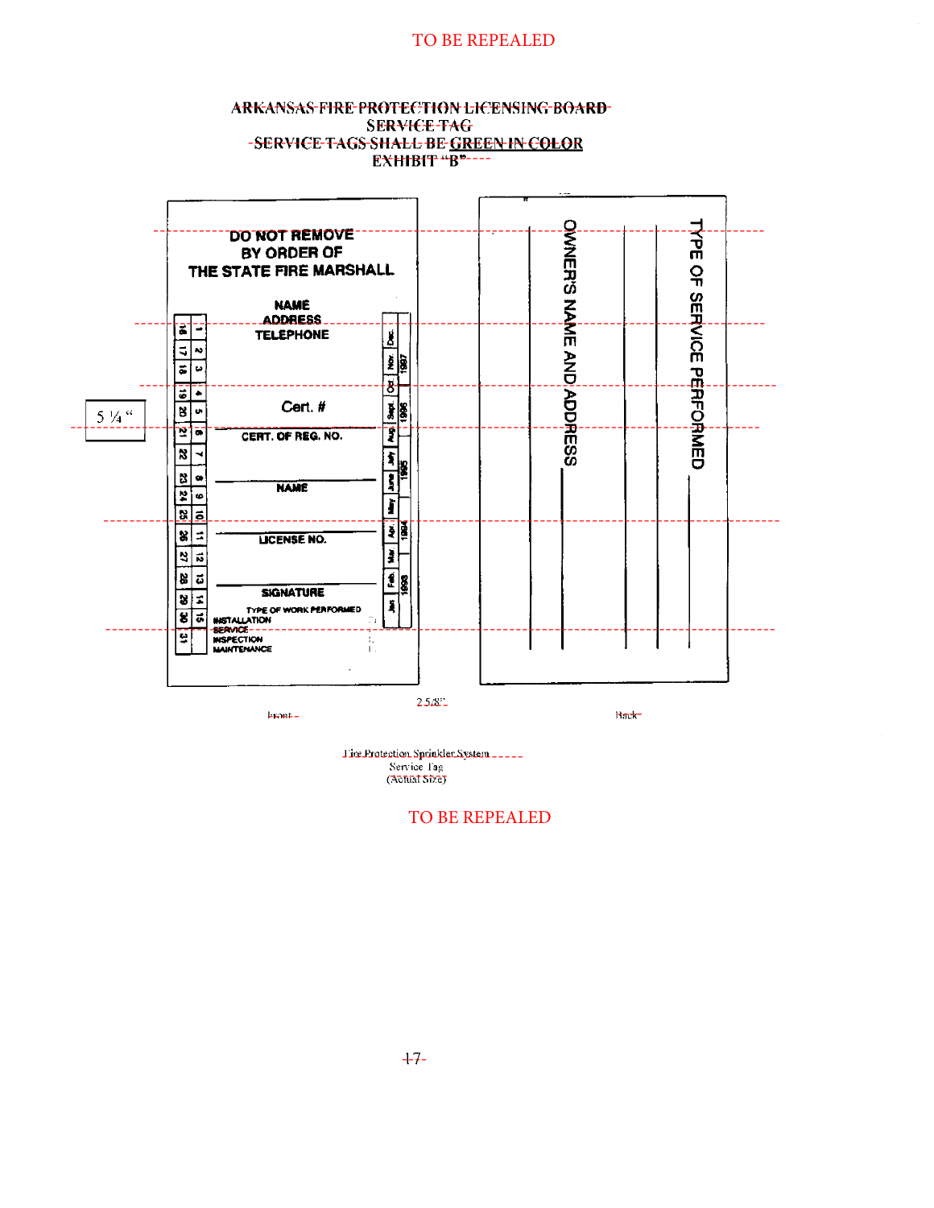TO BE REPEALED

ARKANSAS FIRE PROTECTION LICENSING BOARD
SERVICE TAG
SERVICE TAGS SHALL BE GREEN IN COLOR
EXHIBIT "B"

**DO NOT REMOVE**
**BY ORDER OF**
**THE STATE FIRE MARSHALL**

**NAME**
**ADDRESS**
**TELEPHONE**

1 2 3 4 5 6 7 8 9 10 11 12 13 14 15
16 17 18 19 20 21 22 23 24 25 26 27 28 29 30 31

Dec. Nov. Oct. Sept. Aug. July June May Apr. Mar. Feb. Jan
1997 1996 1995 1994 1993

Cert. #

**CERT. OF REG. NO.**

**NAME**

**LICENSE NO.**

**SIGNATURE**

TYPE OF WORK PERFORMED
INSTALLATION
SERVICE
INSPECTION
MAINTENANCE

5 ¼ "

OWNER'S NAME AND ADDRESS

TYPE OF SERVICE PERFORMED

2 5/8"

Front

Back

Fire Protection Sprinkler System
Service Tag
(Actual Size)

TO BE REPEALED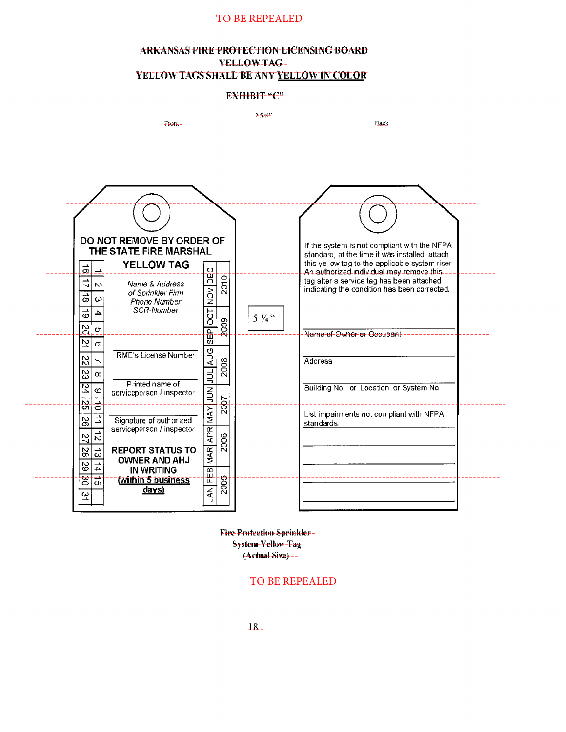TO BE REPEALED

ARKANSAS FIRE PROTECTION LICENSING BOARD
YELLOW TAG
YELLOW TAGS SHALL BE ANY YELLOW IN COLOR

EXHIBIT "C"

2 5/8"

Front

Back

**DO NOT REMOVE BY ORDER OF THE STATE FIRE MARSHAL**

**YELLOW TAG**

| | |
|---|---|
| 1 | 16 |
| 2 | 17 |
| 3 | 18 |
| 4 | 19 |
| 5 | 20 |
| 6 | 21 |
| 7 | 22 |
| 8 | 23 |
| 9 | 24 |
| 10 | 25 |
| 11 | 26 |
| 12 | 27 |
| 13 | 28 |
| 14 | 29 |
| 15 | 30 |
| | 31 |

*Name & Address of Sprinkler Firm Phone Number SCR-Number*

RME's License Number

Printed name of serviceperson / inspector

Signature of authorized serviceperson / inspector

**REPORT STATUS TO OWNER AND AHJ IN WRITING (within 5 business days)**

| | |
|---|---|
| JAN FEB | 2005 |
| MAR APR | 2006 |
| MAY JUN | 2007 |
| JUL AUG | 2008 |
| SEP OCT | 2009 |
| NOV DEC | 2010 |

5 ¼"

If the system is not compliant with the NFPA standard, at the time it was installed, attach this yellow tag to the applicable system riser. An authorized individual may remove this tag after a service tag has been attached indicating the condition has been corrected.

Name of Owner or Occupant

Address

Building No. or Location or System No.

List impairments not compliant with NFPA standards

Fire Protection Sprinkler System Yellow Tag (Actual Size)

TO BE REPEALED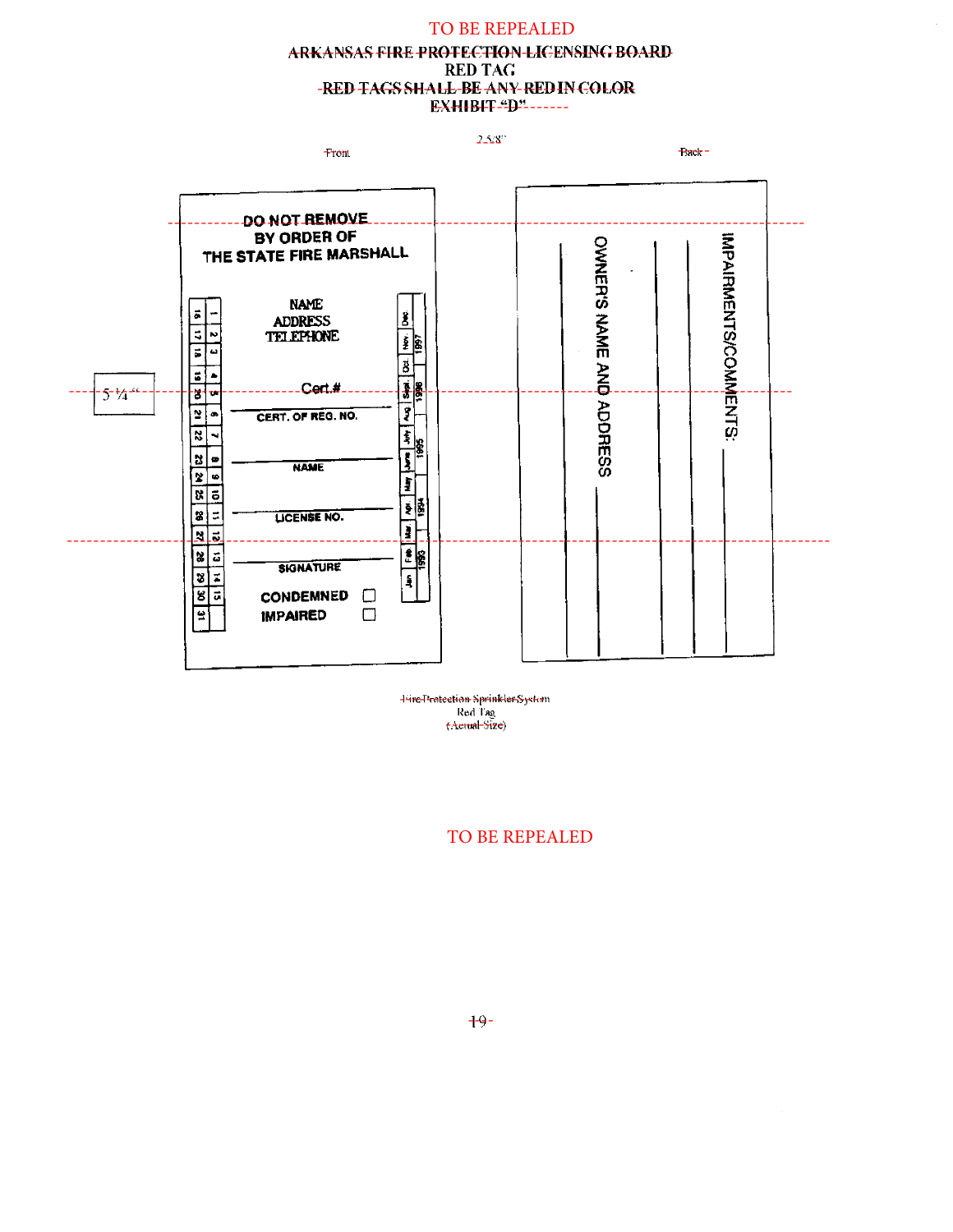TO BE REPEALED

ARKANSAS FIRE PROTECTION LICENSING BOARD

RED TAG

RED TAGS SHALL BE ANY RED IN COLOR

EXHIBIT "D"

2 5/8"

Front

Back

DO NOT REMOVE
BY ORDER OF
THE STATE FIRE MARSHALL

NAME
ADDRESS
TELEPHONE

Cert.#

CERT. OF REG. NO.

NAME

LICENSE NO.

SIGNATURE

CONDEMNED ☐

IMPAIRED ☐

1 2 3 4 5 6 7 8 9 10 11 12 13 14 15
16 17 18 19 20 21 22 23 24 25 26 27 28 29 30 31

Jan Feb Mar Apr May June July Aug Sept. Oct Nov Dec

1993 1994 1995 1996 1997

5 ¼"

OWNER'S NAME AND ADDRESS

IMPAIRMENTS/COMMENTS:

Fire Protection Sprinkler System
Red Tag
(Actual Size)

TO BE REPEALED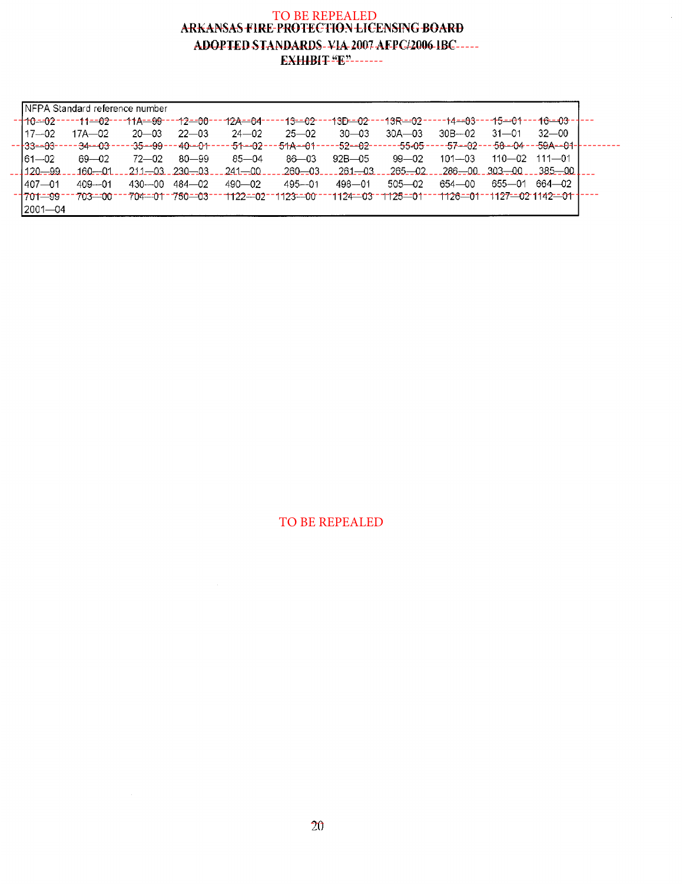TO BE REPEALED

~~ARKANSAS FIRE PROTECTION LICENSING BOARD~~

~~ADOPTED STANDARDS VIA 2007 AFPC/2006 IBC~~

~~EXHIBIT "E"~~

| NFPA Standard reference number | | | | | | | | | | |
|---|---|---|---|---|---|---|---|---|---|---|
| ~~10—02~~ | ~~11—02~~ | ~~11A—99~~ | ~~12—00~~ | ~~12A—04~~ | ~~13—02~~ | ~~13D—02~~ | ~~13R—02~~ | ~~14—03~~ | ~~15—01~~ | ~~16—03~~ |
| 17—02 | 17A—02 | 20—03 | 22—03 | 24—02 | 25—02 | 30—03 | 30A—03 | 30B—02 | 31—01 | 32—00 |
| ~~33—03~~ | ~~34—03~~ | ~~35—99~~ | ~~40—01~~ | ~~51—02~~ | ~~51A—01~~ | ~~52—02~~ | ~~55-05~~ | ~~57—02~~ | ~~58—04~~ | ~~59A—01~~ |
| 61—02 | 69—02 | 72—02 | 80—99 | 85—04 | 86—03 | 92B—05 | 99—02 | 101—03 | 110—02 | 111—01 |
| ~~120—99~~ | ~~160—01~~ | ~~211—03~~ | ~~230—03~~ | ~~241—00~~ | ~~260—03~~ | ~~261—03~~ | ~~265—02~~ | ~~286—00~~ | ~~303—00~~ | ~~385—00~~ |
| 407—01 | 409—01 | 430—00 | 484—02 | 490—02 | 495—01 | 498—01 | 505—02 | 654—00 | 655—01 | 664—02 |
| ~~701—99~~ | ~~703—00~~ | ~~704—01~~ | ~~750—03~~ | ~~1122—02~~ | ~~1123—00~~ | ~~1124—03~~ | ~~1125—01~~ | ~~1126—01~~ | ~~1127—02~~ | ~~1142—01~~ |
| 2001—04 | | | | | | | | | | |

TO BE REPEALED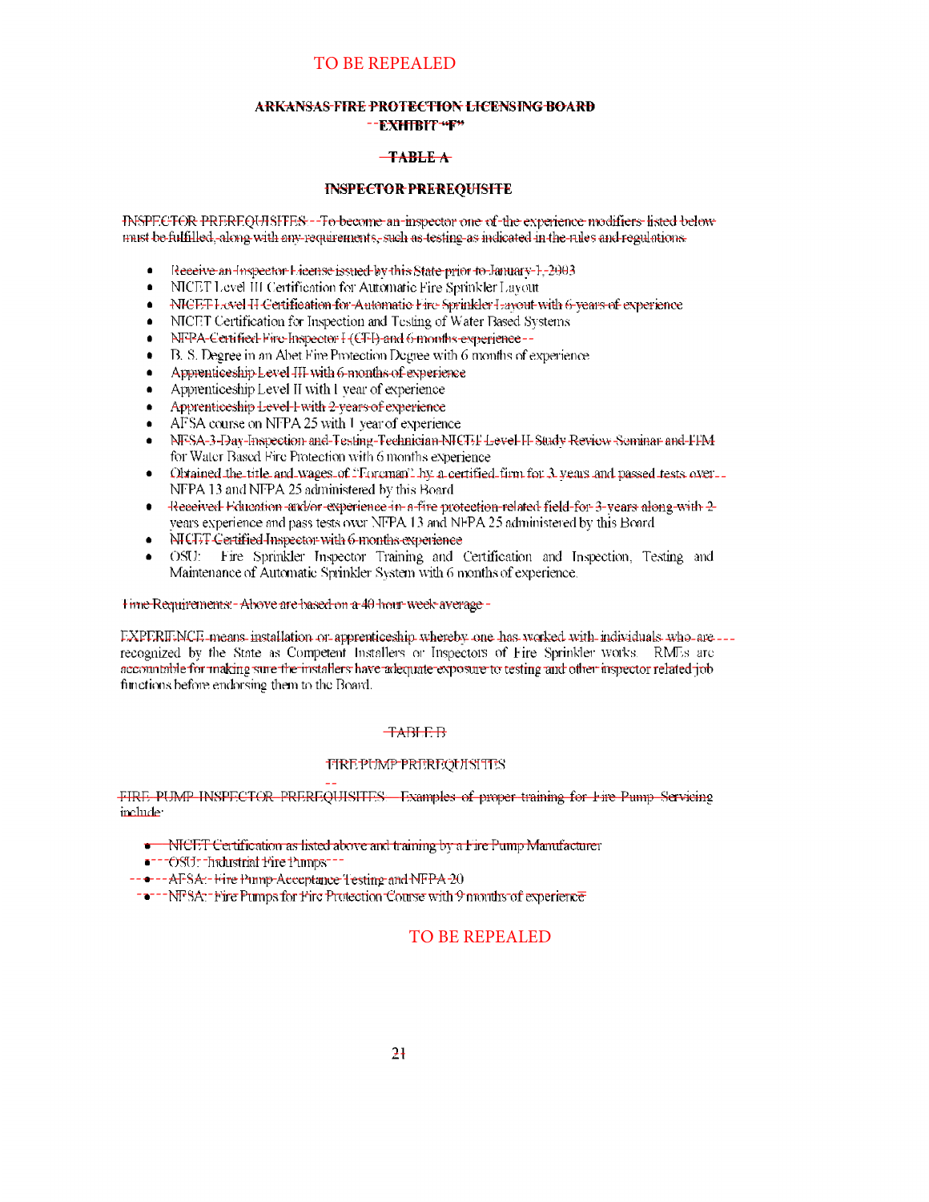TO BE REPEALED

**ARKANSAS FIRE PROTECTION LICENSING BOARD**

**EXHIBIT "F"**

**TABLE A**

**INSPECTOR PREREQUISITE**

INSPECTOR PREREQUISITES – To become an inspector one of the experience modifiers listed below must be fulfilled, along with any requirements, such as testing as indicated in the rules and regulations.

- Receive an Inspector License issued by this State prior to January 1, 2003
- NICET Level III Certification for Automatic Fire Sprinkler Layout
- NICET Level II Certification for Automatic Fire Sprinkler Layout with 6 years of experience
- NICET Certification for Inspection and Testing of Water Based Systems
- NFPA Certified Fire Inspector I (CFI) and 6 months experience
- B. S. Degree in an Abet Fire Protection Degree with 6 months of experience
- Apprenticeship Level III with 6 months of experience
- Apprenticeship Level II with 1 year of experience
- Apprenticeship Level I with 2 years of experience
- AFSA course on NFPA 25 with 1 year of experience
- NFSA 3-Day Inspection and Testing Technician NICET Level II Study Review Seminar and ITM for Water Based Fire Protection with 6 months experience
- Obtained the title and wages of "Foreman" by a certified firm for 3 years and passed tests over NFPA 13 and NFPA 25 administered by this Board
- Received Education and/or experience in a fire protection related field for 3 years along with 2 years experience and pass tests over NFPA 13 and NFPA 25 administered by this Board
- NICET Certified Inspector with 6 months experience
- OSU: Fire Sprinkler Inspector Training and Certification and Inspection, Testing and Maintenance of Automatic Sprinkler System with 6 months of experience.

Time Requirements: Above are based on a 40 hour week average

EXPERIENCE means installation or apprenticeship whereby one has worked with individuals who are recognized by the State as Competent Installers or Inspectors of Fire Sprinkler works. RMEs are accountable for making sure the installers have adequate exposure to testing and other inspector related job functions before endorsing them to the Board.

TABLE B

FIRE PUMP PREREQUISITES

FIRE PUMP INSPECTOR PREREQUISITES – Examples of proper training for Fire Pump Servicing include:

- NICET Certification as listed above and training by a Fire Pump Manufacturer
- OSU: Industrial Fire Pumps
- AFSA: Fire Pump Acceptance Testing and NFPA 20
- NFSA: Fire Pumps for Fire Protection Course with 9 months of experience

TO BE REPEALED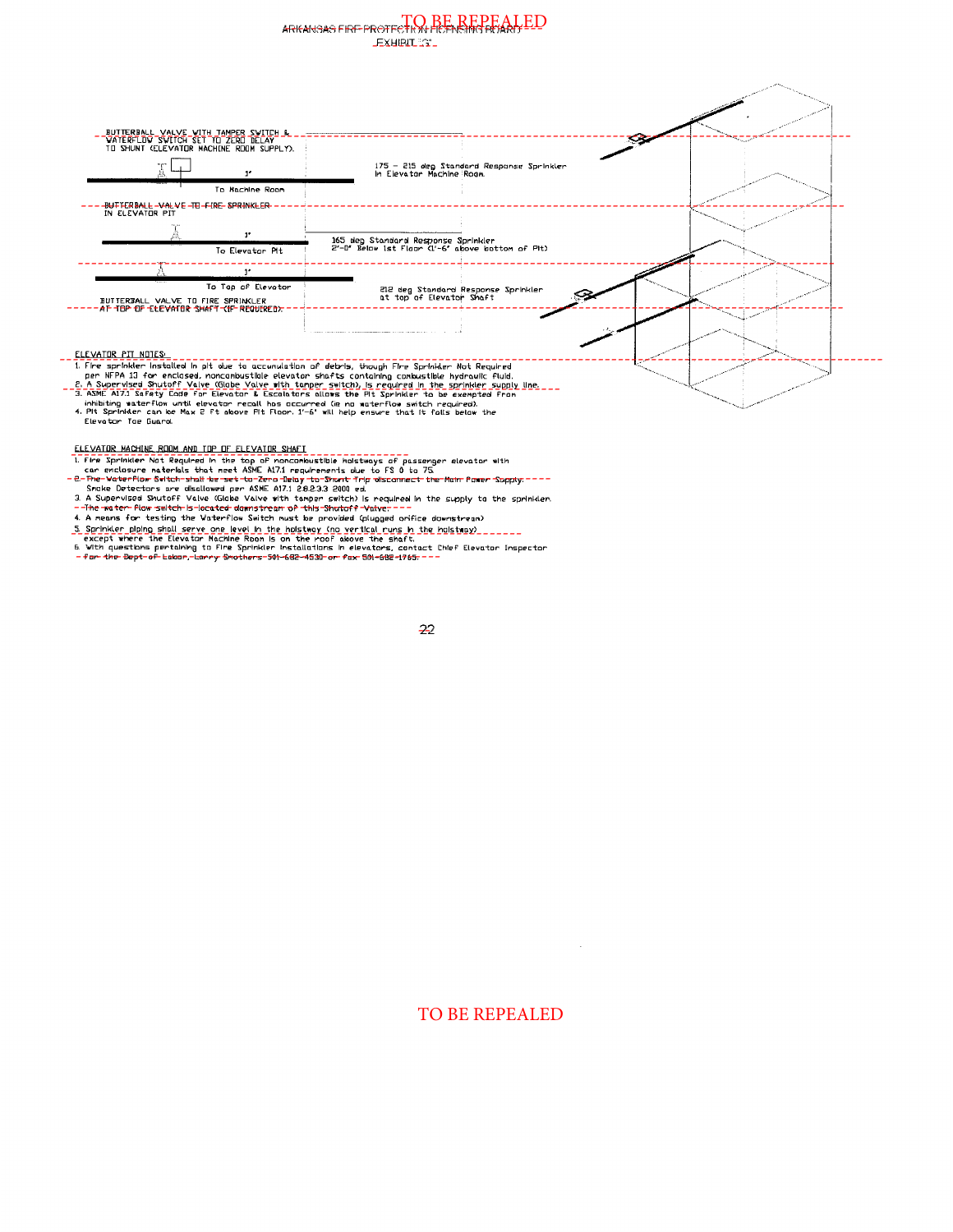TO BE REPEALED

ARKANSAS FIRE PROTECTION LICENSING BOARD

EXHIBIT "G"

BUTTERBALL VALVE WITH TAMPER SWITCH & WATERFLOW SWITCH SET TO ZERO DELAY TO SHUNT (ELEVATOR MACHINE ROOM SUPPLY).

1"

To Machine Room

175 – 215 deg Standard Response Sprinkler In Elevator Machine Room.

BUTTERBALL VALVE TO FIRE SPRINKLER IN ELEVATOR PIT

1"

To Elevator Pit

165 deg Standard Response Sprinkler 2'-0" Below 1st Floor (1'-6" above bottom of Pit)

1"

To Top of Elevator

BUTTERBALL VALVE TO FIRE SPRINKLER AT TOP OF ELEVATOR SHAFT (IF REQUIRED).

212 deg Standard Response Sprinkler at top of Elevator Shaft

ELEVATOR PIT NOTES:

1. Fire sprinkler installed in pit due to accumulation of debris, though Fire Sprinkler Not Required per NFPA 13 for enclosed, noncombustible elevator shafts containing combustible hydraulic fluid.
2. A Supervised Shutoff Valve (Globe Valve with tamper switch), is required in the sprinkler supply line.
3. ASME A17.1 Safety Code For Elevator & Escalators allows the Pit Sprinkler to be exempted from inhibiting waterflow until elevator recall has occurred (ie no waterflow switch required).
4. Pit Sprinkler can be Max 2 ft above Pit Floor. 1'-6" will help ensure that it falls below the Elevator Toe Guard.

ELEVATOR MACHINE ROOM AND TOP OF ELEVATOR SHAFT

1. Fire Sprinkler Not Required in the top of noncombustible hoistways of passenger elevator with car enclosure materials that meet ASME A17.1 requirements due to FS 0 to 75.
2. The WaterFlow Switch shall be set to Zero Delay to Shunt Trip disconnect the Main Power Supply. Smoke Detectors are disallowed per ASME A17.1 2.8.2.3.3 2000 ed.
3. A Supervised Shutoff Valve (Globe Valve with tamper switch) is required in the supply to the sprinkler. The water flow switch is located downstream of this Shutoff Valve.
4. A means for testing the Waterflow Switch must be provided (plugged orifice downstream)
5. Sprinkler piping shall serve one level in the hoistway (no vertical runs in the hoistway) except where the Elevator Machine Room is on the roof above the shaft.
6. With questions pertaining to Fire Sprinkler Installations in elevators, contact Chief Elevator Inspector for the Dept of Labor, Larry Smothers 501-682-4530 or fax 501-682-1765.

TO BE REPEALED